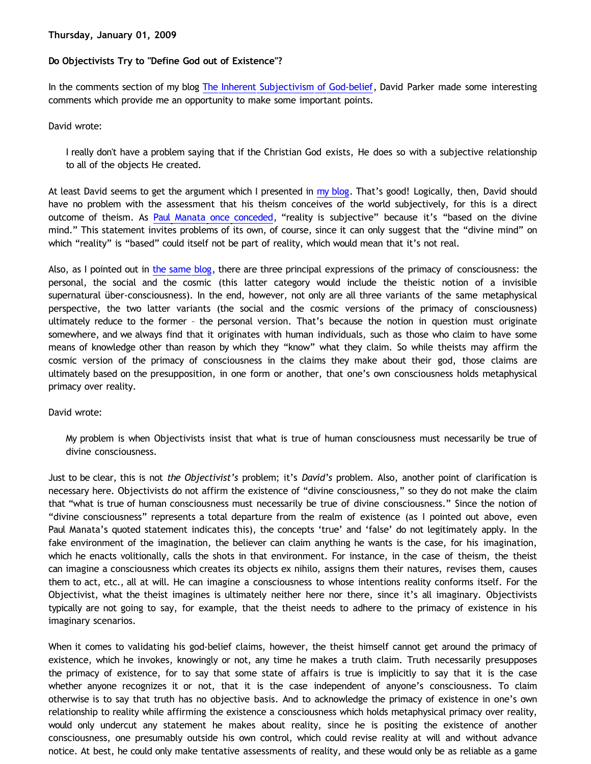**Thursday, January 01, 2009**

**Do Objectivists Try to "Define God out of Existence"?**

In the comments section of my blog The Inherent Subjectivism of God-belief, David Parker made some interesting comments which provide me an opportunity to make some important points.

David wrote:

> I really don't have a problem saying that if the Christian God exists, He does so with a subjective relationship to all of the objects He created.

At least David seems to get the argument which I presented in my blog. That's good! Logically, then, David should have no problem with the assessment that his theism conceives of the world subjectively, for this is a direct outcome of theism. As Paul Manata once conceded, "reality is subjective" because it's "based on the divine mind." This statement invites problems of its own, of course, since it can only suggest that the "divine mind" on which "reality" is "based" could itself not be part of reality, which would mean that it's not real.

Also, as I pointed out in the same blog, there are three principal expressions of the primacy of consciousness: the personal, the social and the cosmic (this latter category would include the theistic notion of a invisible supernatural über-consciousness). In the end, however, not only are all three variants of the same metaphysical perspective, the two latter variants (the social and the cosmic versions of the primacy of consciousness) ultimately reduce to the former – the personal version. That's because the notion in question must originate somewhere, and we always find that it originates with human individuals, such as those who claim to have some means of knowledge other than reason by which they "know" what they claim. So while theists may affirm the cosmic version of the primacy of consciousness in the claims they make about their god, those claims are ultimately based on the presupposition, in one form or another, that one's own consciousness holds metaphysical primacy over reality.

David wrote:

> My problem is when Objectivists insist that what is true of human consciousness must necessarily be true of divine consciousness.

Just to be clear, this is not *the Objectivist's* problem; it's *David's* problem. Also, another point of clarification is necessary here. Objectivists do not affirm the existence of "divine consciousness," so they do not make the claim that "what is true of human consciousness must necessarily be true of divine consciousness." Since the notion of "divine consciousness" represents a total departure from the realm of existence (as I pointed out above, even Paul Manata's quoted statement indicates this), the concepts 'true' and 'false' do not legitimately apply. In the fake environment of the imagination, the believer can claim anything he wants is the case, for his imagination, which he enacts volitionally, calls the shots in that environment. For instance, in the case of theism, the theist can imagine a consciousness which creates its objects ex nihilo, assigns them their natures, revises them, causes them to act, etc., all at will. He can imagine a consciousness to whose intentions reality conforms itself. For the Objectivist, what the theist imagines is ultimately neither here nor there, since it's all imaginary. Objectivists typically are not going to say, for example, that the theist needs to adhere to the primacy of existence in his imaginary scenarios.

When it comes to validating his god-belief claims, however, the theist himself cannot get around the primacy of existence, which he invokes, knowingly or not, any time he makes a truth claim. Truth necessarily presupposes the primacy of existence, for to say that some state of affairs is true is implicitly to say that it is the case whether anyone recognizes it or not, that it is the case independent of anyone's consciousness. To claim otherwise is to say that truth has no objective basis. And to acknowledge the primacy of existence in one's own relationship to reality while affirming the existence a consciousness which holds metaphysical primacy over reality, would only undercut any statement he makes about reality, since he is positing the existence of another consciousness, one presumably outside his own control, which could revise reality at will and without advance notice. At best, he could only make tentative assessments of reality, and these would only be as reliable as a game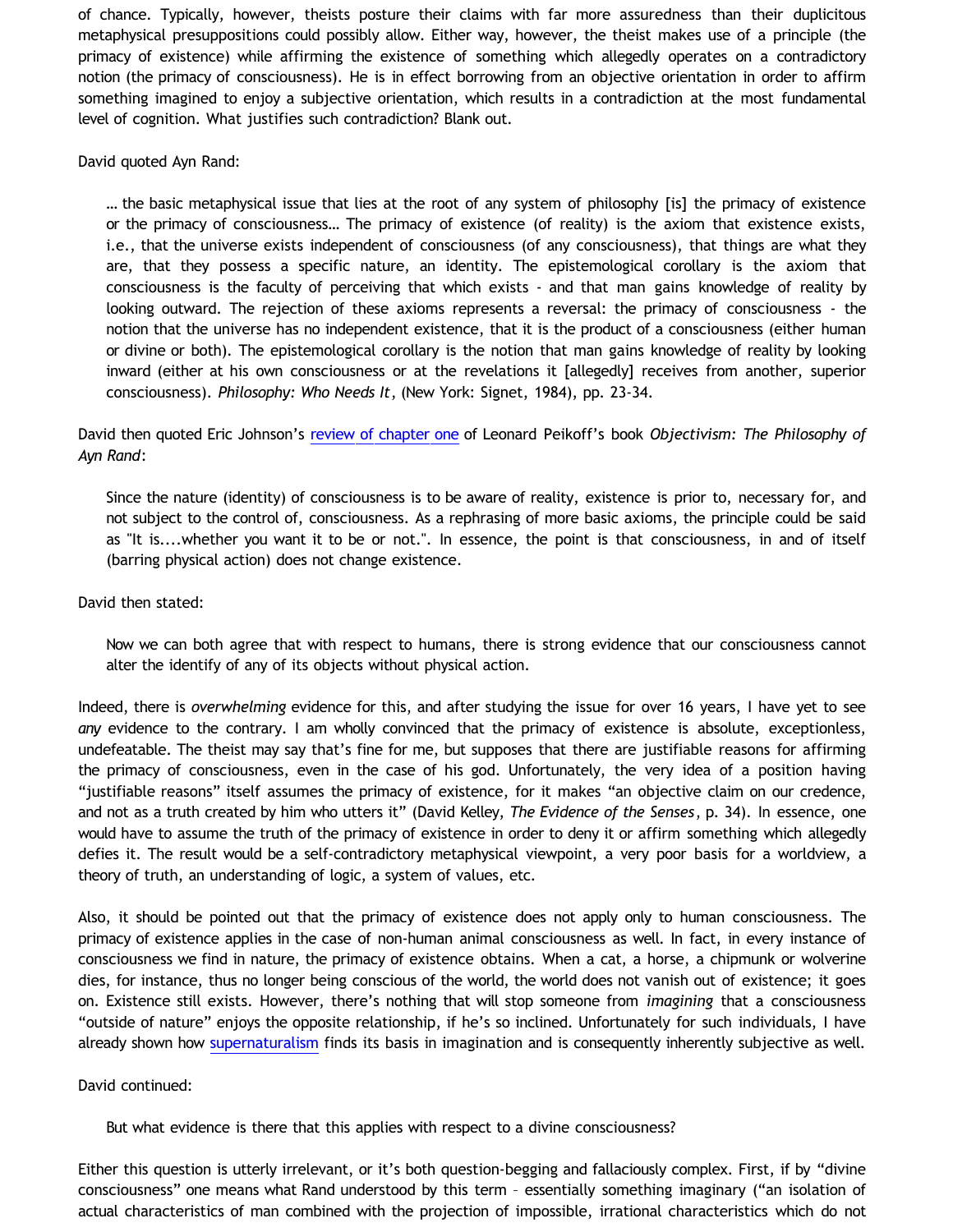of chance. Typically, however, theists posture their claims with far more assuredness than their duplicitous metaphysical presuppositions could possibly allow. Either way, however, the theist makes use of a principle (the primacy of existence) while affirming the existence of something which allegedly operates on a contradictory notion (the primacy of consciousness). He is in effect borrowing from an objective orientation in order to affirm something imagined to enjoy a subjective orientation, which results in a contradiction at the most fundamental level of cognition. What justifies such contradiction? Blank out.

David quoted Ayn Rand:

> … the basic metaphysical issue that lies at the root of any system of philosophy [is] the primacy of existence or the primacy of consciousness… The primacy of existence (of reality) is the axiom that existence exists, i.e., that the universe exists independent of consciousness (of any consciousness), that things are what they are, that they possess a specific nature, an identity. The epistemological corollary is the axiom that consciousness is the faculty of perceiving that which exists - and that man gains knowledge of reality by looking outward. The rejection of these axioms represents a reversal: the primacy of consciousness - the notion that the universe has no independent existence, that it is the product of a consciousness (either human or divine or both). The epistemological corollary is the notion that man gains knowledge of reality by looking inward (either at his own consciousness or at the revelations it [allegedly] receives from another, superior consciousness). *Philosophy: Who Needs It*, (New York: Signet, 1984), pp. 23-34.

David then quoted Eric Johnson's review of chapter one of Leonard Peikoff's book *Objectivism: The Philosophy of Ayn Rand*:

> Since the nature (identity) of consciousness is to be aware of reality, existence is prior to, necessary for, and not subject to the control of, consciousness. As a rephrasing of more basic axioms, the principle could be said as "It is....whether you want it to be or not.". In essence, the point is that consciousness, in and of itself (barring physical action) does not change existence.

David then stated:

> Now we can both agree that with respect to humans, there is strong evidence that our consciousness cannot alter the identify of any of its objects without physical action.

Indeed, there is *overwhelming* evidence for this, and after studying the issue for over 16 years, I have yet to see *any* evidence to the contrary. I am wholly convinced that the primacy of existence is absolute, exceptionless, undefeatable. The theist may say that's fine for me, but supposes that there are justifiable reasons for affirming the primacy of consciousness, even in the case of his god. Unfortunately, the very idea of a position having "justifiable reasons" itself assumes the primacy of existence, for it makes "an objective claim on our credence, and not as a truth created by him who utters it" (David Kelley, *The Evidence of the Senses*, p. 34). In essence, one would have to assume the truth of the primacy of existence in order to deny it or affirm something which allegedly defies it. The result would be a self-contradictory metaphysical viewpoint, a very poor basis for a worldview, a theory of truth, an understanding of logic, a system of values, etc.

Also, it should be pointed out that the primacy of existence does not apply only to human consciousness. The primacy of existence applies in the case of non-human animal consciousness as well. In fact, in every instance of consciousness we find in nature, the primacy of existence obtains. When a cat, a horse, a chipmunk or wolverine dies, for instance, thus no longer being conscious of the world, the world does not vanish out of existence; it goes on. Existence still exists. However, there's nothing that will stop someone from *imagining* that a consciousness "outside of nature" enjoys the opposite relationship, if he's so inclined. Unfortunately for such individuals, I have already shown how supernaturalism finds its basis in imagination and is consequently inherently subjective as well.

David continued:

> But what evidence is there that this applies with respect to a divine consciousness?

Either this question is utterly irrelevant, or it's both question-begging and fallaciously complex. First, if by "divine consciousness" one means what Rand understood by this term – essentially something imaginary ("an isolation of actual characteristics of man combined with the projection of impossible, irrational characteristics which do not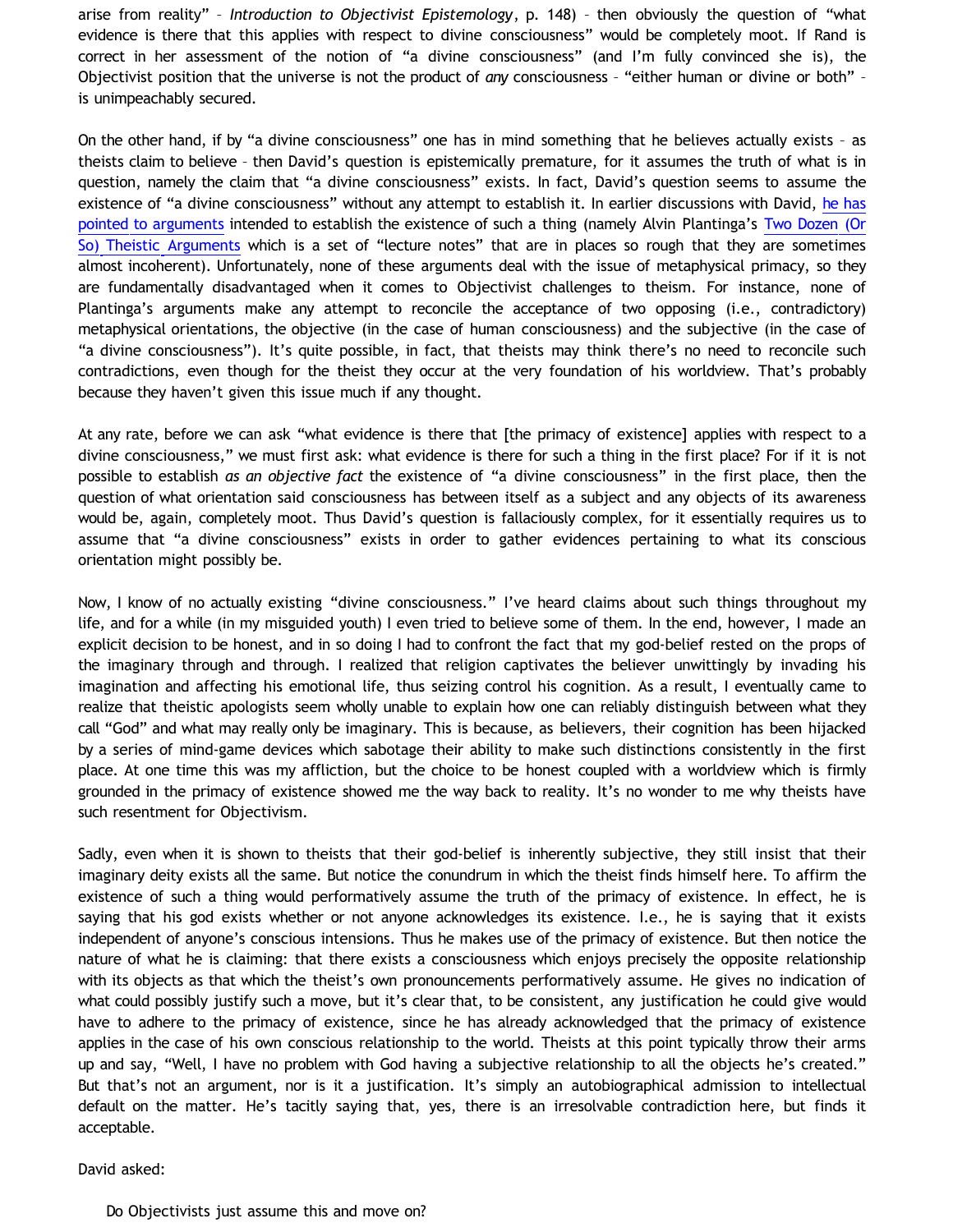arise from reality" – *Introduction to Objectivist Epistemology*, p. 148) – then obviously the question of "what evidence is there that this applies with respect to divine consciousness" would be completely moot. If Rand is correct in her assessment of the notion of "a divine consciousness" (and I'm fully convinced she is), the Objectivist position that the universe is not the product of *any* consciousness – "either human or divine or both" – is unimpeachably secured.

On the other hand, if by "a divine consciousness" one has in mind something that he believes actually exists – as theists claim to believe – then David's question is epistemically premature, for it assumes the truth of what is in question, namely the claim that "a divine consciousness" exists. In fact, David's question seems to assume the existence of "a divine consciousness" without any attempt to establish it. In earlier discussions with David, he has pointed to arguments intended to establish the existence of such a thing (namely Alvin Plantinga's Two Dozen (Or So) Theistic Arguments which is a set of "lecture notes" that are in places so rough that they are sometimes almost incoherent). Unfortunately, none of these arguments deal with the issue of metaphysical primacy, so they are fundamentally disadvantaged when it comes to Objectivist challenges to theism. For instance, none of Plantinga's arguments make any attempt to reconcile the acceptance of two opposing (i.e., contradictory) metaphysical orientations, the objective (in the case of human consciousness) and the subjective (in the case of "a divine consciousness"). It's quite possible, in fact, that theists may think there's no need to reconcile such contradictions, even though for the theist they occur at the very foundation of his worldview. That's probably because they haven't given this issue much if any thought.

At any rate, before we can ask "what evidence is there that [the primacy of existence] applies with respect to a divine consciousness," we must first ask: what evidence is there for such a thing in the first place? For if it is not possible to establish *as an objective fact* the existence of "a divine consciousness" in the first place, then the question of what orientation said consciousness has between itself as a subject and any objects of its awareness would be, again, completely moot. Thus David's question is fallaciously complex, for it essentially requires us to assume that "a divine consciousness" exists in order to gather evidences pertaining to what its conscious orientation might possibly be.

Now, I know of no actually existing "divine consciousness." I've heard claims about such things throughout my life, and for a while (in my misguided youth) I even tried to believe some of them. In the end, however, I made an explicit decision to be honest, and in so doing I had to confront the fact that my god-belief rested on the props of the imaginary through and through. I realized that religion captivates the believer unwittingly by invading his imagination and affecting his emotional life, thus seizing control his cognition. As a result, I eventually came to realize that theistic apologists seem wholly unable to explain how one can reliably distinguish between what they call "God" and what may really only be imaginary. This is because, as believers, their cognition has been hijacked by a series of mind-game devices which sabotage their ability to make such distinctions consistently in the first place. At one time this was my affliction, but the choice to be honest coupled with a worldview which is firmly grounded in the primacy of existence showed me the way back to reality. It's no wonder to me why theists have such resentment for Objectivism.

Sadly, even when it is shown to theists that their god-belief is inherently subjective, they still insist that their imaginary deity exists all the same. But notice the conundrum in which the theist finds himself here. To affirm the existence of such a thing would performatively assume the truth of the primacy of existence. In effect, he is saying that his god exists whether or not anyone acknowledges its existence. I.e., he is saying that it exists independent of anyone's conscious intensions. Thus he makes use of the primacy of existence. But then notice the nature of what he is claiming: that there exists a consciousness which enjoys precisely the opposite relationship with its objects as that which the theist's own pronouncements performatively assume. He gives no indication of what could possibly justify such a move, but it's clear that, to be consistent, any justification he could give would have to adhere to the primacy of existence, since he has already acknowledged that the primacy of existence applies in the case of his own conscious relationship to the world. Theists at this point typically throw their arms up and say, "Well, I have no problem with God having a subjective relationship to all the objects he's created." But that's not an argument, nor is it a justification. It's simply an autobiographical admission to intellectual default on the matter. He's tacitly saying that, yes, there is an irresolvable contradiction here, but finds it acceptable.

David asked:

> Do Objectivists just assume this and move on?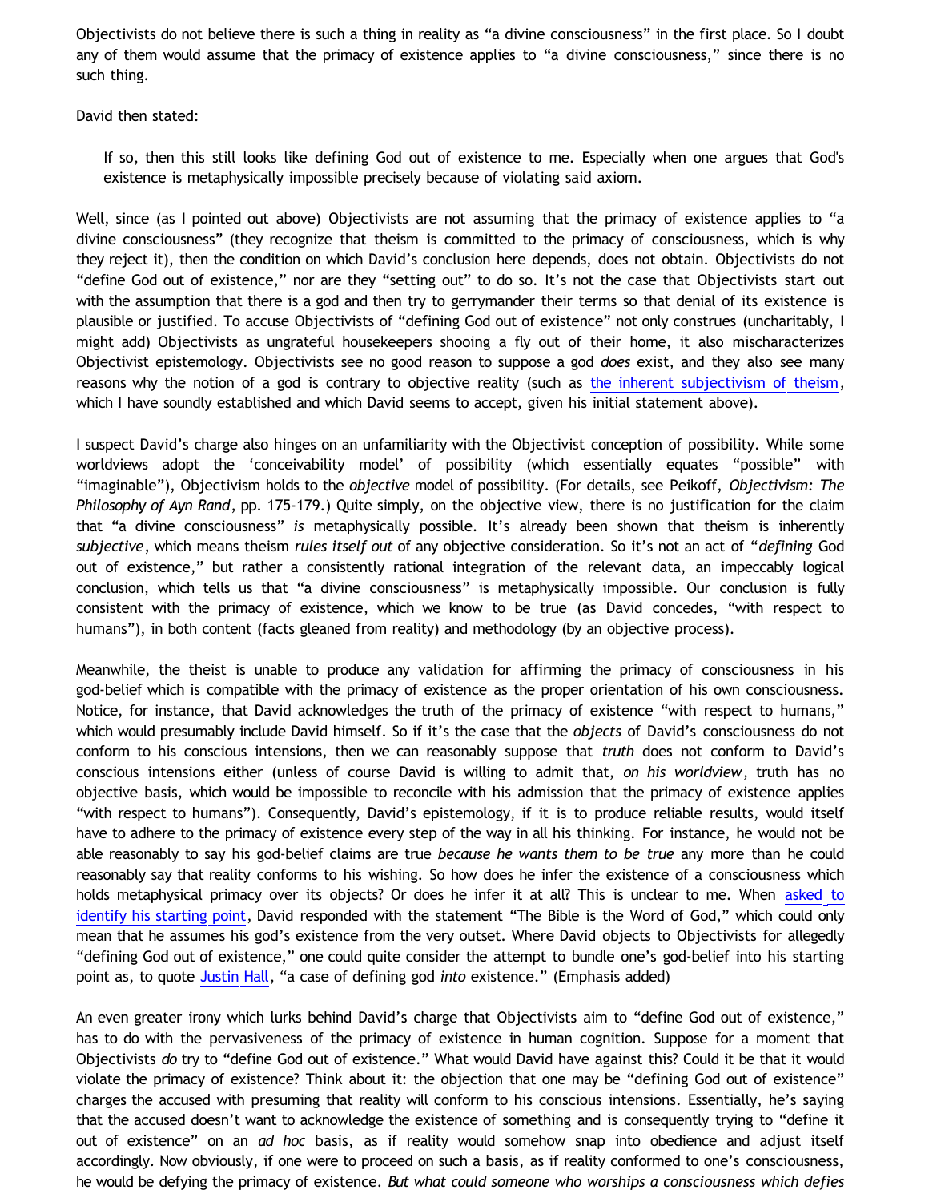Objectivists do not believe there is such a thing in reality as "a divine consciousness" in the first place. So I doubt any of them would assume that the primacy of existence applies to "a divine consciousness," since there is no such thing.

David then stated:

> If so, then this still looks like defining God out of existence to me. Especially when one argues that God's existence is metaphysically impossible precisely because of violating said axiom.

Well, since (as I pointed out above) Objectivists are not assuming that the primacy of existence applies to "a divine consciousness" (they recognize that theism is committed to the primacy of consciousness, which is why they reject it), then the condition on which David's conclusion here depends, does not obtain. Objectivists do not "define God out of existence," nor are they "setting out" to do so. It's not the case that Objectivists start out with the assumption that there is a god and then try to gerrymander their terms so that denial of its existence is plausible or justified. To accuse Objectivists of "defining God out of existence" not only construes (uncharitably, I might add) Objectivists as ungrateful housekeepers shooing a fly out of their home, it also mischaracterizes Objectivist epistemology. Objectivists see no good reason to suppose a god *does* exist, and they also see many reasons why the notion of a god is contrary to objective reality (such as the inherent subjectivism of theism, which I have soundly established and which David seems to accept, given his initial statement above).

I suspect David's charge also hinges on an unfamiliarity with the Objectivist conception of possibility. While some worldviews adopt the 'conceivability model' of possibility (which essentially equates "possible" with "imaginable"), Objectivism holds to the *objective* model of possibility. (For details, see Peikoff, *Objectivism: The Philosophy of Ayn Rand*, pp. 175-179.) Quite simply, on the objective view, there is no justification for the claim that "a divine consciousness" *is* metaphysically possible. It's already been shown that theism is inherently *subjective*, which means theism *rules itself out* of any objective consideration. So it's not an act of "*defining* God out of existence," but rather a consistently rational integration of the relevant data, an impeccably logical conclusion, which tells us that "a divine consciousness" is metaphysically impossible. Our conclusion is fully consistent with the primacy of existence, which we know to be true (as David concedes, "with respect to humans"), in both content (facts gleaned from reality) and methodology (by an objective process).

Meanwhile, the theist is unable to produce any validation for affirming the primacy of consciousness in his god-belief which is compatible with the primacy of existence as the proper orientation of his own consciousness. Notice, for instance, that David acknowledges the truth of the primacy of existence "with respect to humans," which would presumably include David himself. So if it's the case that the *objects* of David's consciousness do not conform to his conscious intensions, then we can reasonably suppose that *truth* does not conform to David's conscious intensions either (unless of course David is willing to admit that, *on his worldview*, truth has no objective basis, which would be impossible to reconcile with his admission that the primacy of existence applies "with respect to humans"). Consequently, David's epistemology, if it is to produce reliable results, would itself have to adhere to the primacy of existence every step of the way in all his thinking. For instance, he would not be able reasonably to say his god-belief claims are true *because he wants them to be true* any more than he could reasonably say that reality conforms to his wishing. So how does he infer the existence of a consciousness which holds metaphysical primacy over its objects? Or does he infer it at all? This is unclear to me. When asked to identify his starting point, David responded with the statement "The Bible is the Word of God," which could only mean that he assumes his god's existence from the very outset. Where David objects to Objectivists for allegedly "defining God out of existence," one could quite consider the attempt to bundle one's god-belief into his starting point as, to quote Justin Hall, "a case of defining god *into* existence." (Emphasis added)

An even greater irony which lurks behind David's charge that Objectivists aim to "define God out of existence," has to do with the pervasiveness of the primacy of existence in human cognition. Suppose for a moment that Objectivists *do* try to "define God out of existence." What would David have against this? Could it be that it would violate the primacy of existence? Think about it: the objection that one may be "defining God out of existence" charges the accused with presuming that reality will conform to his conscious intensions. Essentially, he's saying that the accused doesn't want to acknowledge the existence of something and is consequently trying to "define it out of existence" on an *ad hoc* basis, as if reality would somehow snap into obedience and adjust itself accordingly. Now obviously, if one were to proceed on such a basis, as if reality conformed to one's consciousness, he would be defying the primacy of existence. *But what could someone who worships a consciousness which defies*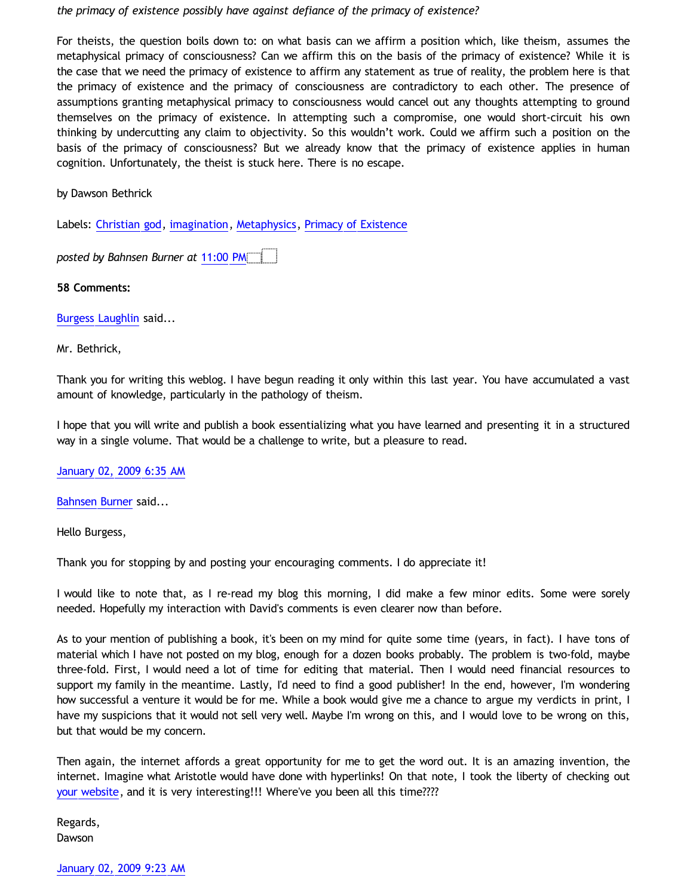*the primacy of existence possibly have against defiance of the primacy of existence?*

For theists, the question boils down to: on what basis can we affirm a position which, like theism, assumes the metaphysical primacy of consciousness? Can we affirm this on the basis of the primacy of existence? While it is the case that we need the primacy of existence to affirm any statement as true of reality, the problem here is that the primacy of existence and the primacy of consciousness are contradictory to each other. The presence of assumptions granting metaphysical primacy to consciousness would cancel out any thoughts attempting to ground themselves on the primacy of existence. In attempting such a compromise, one would short-circuit his own thinking by undercutting any claim to objectivity. So this wouldn't work. Could we affirm such a position on the basis of the primacy of consciousness? But we already know that the primacy of existence applies in human cognition. Unfortunately, the theist is stuck here. There is no escape.

by Dawson Bethrick

Labels: Christian god, imagination, Metaphysics, Primacy of Existence

*posted by Bahnsen Burner at* 11:00 PM

**58 Comments:**

Burgess Laughlin said...

Mr. Bethrick,

Thank you for writing this weblog. I have begun reading it only within this last year. You have accumulated a vast amount of knowledge, particularly in the pathology of theism.

I hope that you will write and publish a book essentializing what you have learned and presenting it in a structured way in a single volume. That would be a challenge to write, but a pleasure to read.

January 02, 2009 6:35 AM

Bahnsen Burner said...

Hello Burgess,

Thank you for stopping by and posting your encouraging comments. I do appreciate it!

I would like to note that, as I re-read my blog this morning, I did make a few minor edits. Some were sorely needed. Hopefully my interaction with David's comments is even clearer now than before.

As to your mention of publishing a book, it's been on my mind for quite some time (years, in fact). I have tons of material which I have not posted on my blog, enough for a dozen books probably. The problem is two-fold, maybe three-fold. First, I would need a lot of time for editing that material. Then I would need financial resources to support my family in the meantime. Lastly, I'd need to find a good publisher! In the end, however, I'm wondering how successful a venture it would be for me. While a book would give me a chance to argue my verdicts in print, I have my suspicions that it would not sell very well. Maybe I'm wrong on this, and I would love to be wrong on this, but that would be my concern.

Then again, the internet affords a great opportunity for me to get the word out. It is an amazing invention, the internet. Imagine what Aristotle would have done with hyperlinks! On that note, I took the liberty of checking out your website, and it is very interesting!!! Where've you been all this time????

Regards,
Dawson

January 02, 2009 9:23 AM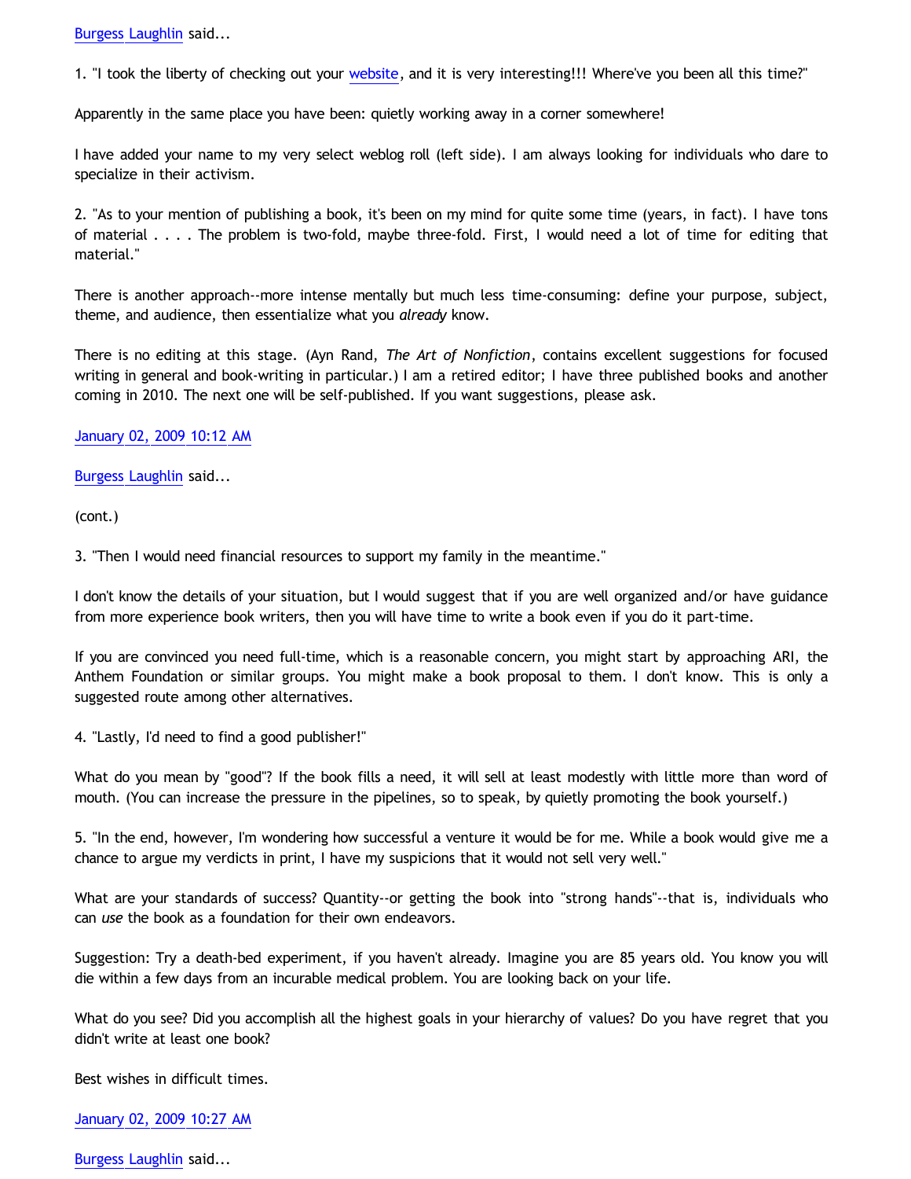Burgess Laughlin said...

1. "I took the liberty of checking out your website, and it is very interesting!!! Where've you been all this time?"

Apparently in the same place you have been: quietly working away in a corner somewhere!

I have added your name to my very select weblog roll (left side). I am always looking for individuals who dare to specialize in their activism.

2. "As to your mention of publishing a book, it's been on my mind for quite some time (years, in fact). I have tons of material . . . . The problem is two-fold, maybe three-fold. First, I would need a lot of time for editing that material."

There is another approach--more intense mentally but much less time-consuming: define your purpose, subject, theme, and audience, then essentialize what you *already* know.

There is no editing at this stage. (Ayn Rand, *The Art of Nonfiction*, contains excellent suggestions for focused writing in general and book-writing in particular.) I am a retired editor; I have three published books and another coming in 2010. The next one will be self-published. If you want suggestions, please ask.

January 02, 2009 10:12 AM

Burgess Laughlin said...

(cont.)

3. "Then I would need financial resources to support my family in the meantime."

I don't know the details of your situation, but I would suggest that if you are well organized and/or have guidance from more experience book writers, then you will have time to write a book even if you do it part-time.

If you are convinced you need full-time, which is a reasonable concern, you might start by approaching ARI, the Anthem Foundation or similar groups. You might make a book proposal to them. I don't know. This is only a suggested route among other alternatives.

4. "Lastly, I'd need to find a good publisher!"

What do you mean by "good"? If the book fills a need, it will sell at least modestly with little more than word of mouth. (You can increase the pressure in the pipelines, so to speak, by quietly promoting the book yourself.)

5. "In the end, however, I'm wondering how successful a venture it would be for me. While a book would give me a chance to argue my verdicts in print, I have my suspicions that it would not sell very well."

What are your standards of success? Quantity--or getting the book into "strong hands"--that is, individuals who can *use* the book as a foundation for their own endeavors.

Suggestion: Try a death-bed experiment, if you haven't already. Imagine you are 85 years old. You know you will die within a few days from an incurable medical problem. You are looking back on your life.

What do you see? Did you accomplish all the highest goals in your hierarchy of values? Do you have regret that you didn't write at least one book?

Best wishes in difficult times.

January 02, 2009 10:27 AM

Burgess Laughlin said...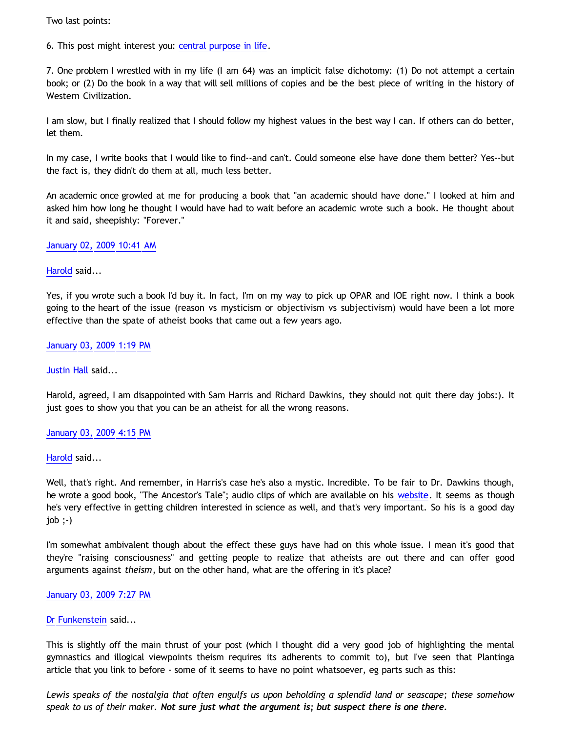Two last points:

6. This post might interest you: central purpose in life.

7. One problem I wrestled with in my life (I am 64) was an implicit false dichotomy: (1) Do not attempt a certain book; or (2) Do the book in a way that will sell millions of copies and be the best piece of writing in the history of Western Civilization.

I am slow, but I finally realized that I should follow my highest values in the best way I can. If others can do better, let them.

In my case, I write books that I would like to find--and can't. Could someone else have done them better? Yes--but the fact is, they didn't do them at all, much less better.

An academic once growled at me for producing a book that "an academic should have done." I looked at him and asked him how long he thought I would have had to wait before an academic wrote such a book. He thought about it and said, sheepishly: "Forever."

January 02, 2009 10:41 AM

Harold said...

Yes, if you wrote such a book I'd buy it. In fact, I'm on my way to pick up OPAR and IOE right now. I think a book going to the heart of the issue (reason vs mysticism or objectivism vs subjectivism) would have been a lot more effective than the spate of atheist books that came out a few years ago.

January 03, 2009 1:19 PM

Justin Hall said...

Harold, agreed, I am disappointed with Sam Harris and Richard Dawkins, they should not quit there day jobs:). It just goes to show you that you can be an atheist for all the wrong reasons.

January 03, 2009 4:15 PM

Harold said...

Well, that's right. And remember, in Harris's case he's also a mystic. Incredible. To be fair to Dr. Dawkins though, he wrote a good book, "The Ancestor's Tale"; audio clips of which are available on his website. It seems as though he's very effective in getting children interested in science as well, and that's very important. So his is a good day job ;-)

I'm somewhat ambivalent though about the effect these guys have had on this whole issue. I mean it's good that they're "raising consciousness" and getting people to realize that atheists are out there and can offer good arguments against *theism*, but on the other hand, what are the offering in it's place?

January 03, 2009 7:27 PM

Dr Funkenstein said...

This is slightly off the main thrust of your post (which I thought did a very good job of highlighting the mental gymnastics and illogical viewpoints theism requires its adherents to commit to), but I've seen that Plantinga article that you link to before - some of it seems to have no point whatsoever, eg parts such as this:

*Lewis speaks of the nostalgia that often engulfs us upon beholding a splendid land or seascape; these somehow speak to us of their maker.* ***Not sure just what the argument is; but suspect there is one there.***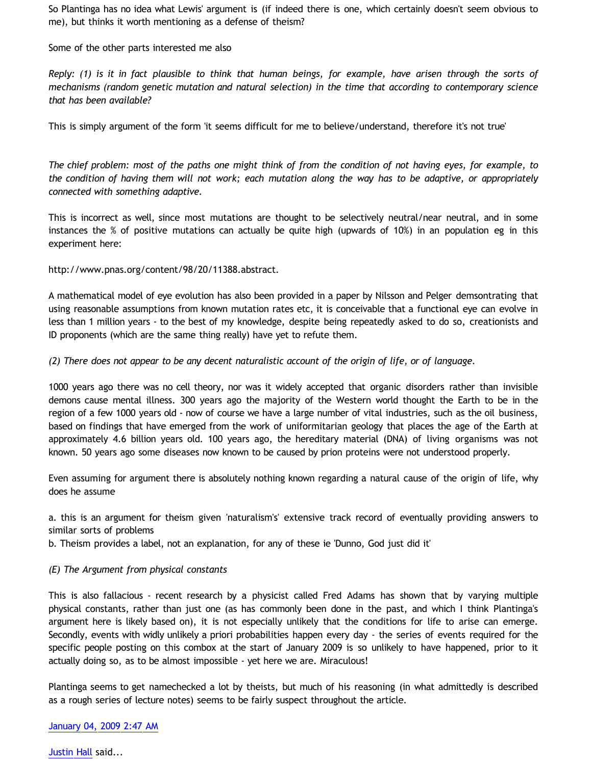So Plantinga has no idea what Lewis' argument is (if indeed there is one, which certainly doesn't seem obvious to me), but thinks it worth mentioning as a defense of theism?

Some of the other parts interested me also

*Reply: (1) is it in fact plausible to think that human beings, for example, have arisen through the sorts of mechanisms (random genetic mutation and natural selection) in the time that according to contemporary science that has been available?*

This is simply argument of the form 'it seems difficult for me to believe/understand, therefore it's not true'

*The chief problem: most of the paths one might think of from the condition of not having eyes, for example, to the condition of having them will not work; each mutation along the way has to be adaptive, or appropriately connected with something adaptive.*

This is incorrect as well, since most mutations are thought to be selectively neutral/near neutral, and in some instances the % of positive mutations can actually be quite high (upwards of 10%) in an population eg in this experiment here:

http://www.pnas.org/content/98/20/11388.abstract.

A mathematical model of eye evolution has also been provided in a paper by Nilsson and Pelger demsontrating that using reasonable assumptions from known mutation rates etc, it is conceivable that a functional eye can evolve in less than 1 million years - to the best of my knowledge, despite being repeatedly asked to do so, creationists and ID proponents (which are the same thing really) have yet to refute them.

*(2) There does not appear to be any decent naturalistic account of the origin of life, or of language.*

1000 years ago there was no cell theory, nor was it widely accepted that organic disorders rather than invisible demons cause mental illness. 300 years ago the majority of the Western world thought the Earth to be in the region of a few 1000 years old - now of course we have a large number of vital industries, such as the oil business, based on findings that have emerged from the work of uniformitarian geology that places the age of the Earth at approximately 4.6 billion years old. 100 years ago, the hereditary material (DNA) of living organisms was not known. 50 years ago some diseases now known to be caused by prion proteins were not understood properly.

Even assuming for argument there is absolutely nothing known regarding a natural cause of the origin of life, why does he assume

a. this is an argument for theism given 'naturalism's' extensive track record of eventually providing answers to similar sorts of problems
b. Theism provides a label, not an explanation, for any of these ie 'Dunno, God just did it'

*(E) The Argument from physical constants*

This is also fallacious - recent research by a physicist called Fred Adams has shown that by varying multiple physical constants, rather than just one (as has commonly been done in the past, and which I think Plantinga's argument here is likely based on), it is not especially unlikely that the conditions for life to arise can emerge. Secondly, events with widly unlikely a priori probabilities happen every day - the series of events required for the specific people posting on this combox at the start of January 2009 is so unlikely to have happened, prior to it actually doing so, as to be almost impossible - yet here we are. Miraculous!

Plantinga seems to get namechecked a lot by theists, but much of his reasoning (in what admittedly is described as a rough series of lecture notes) seems to be fairly suspect throughout the article.

January 04, 2009 2:47 AM

Justin Hall said...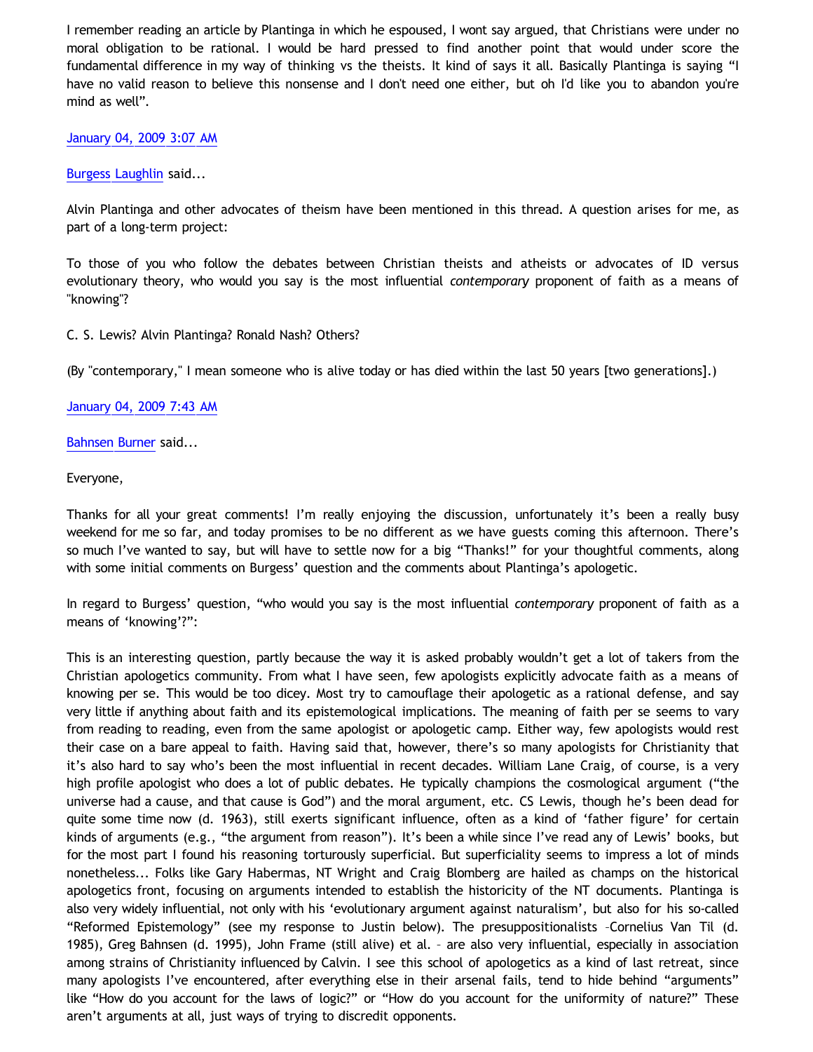I remember reading an article by Plantinga in which he espoused, I wont say argued, that Christians were under no moral obligation to be rational. I would be hard pressed to find another point that would under score the fundamental difference in my way of thinking vs the theists. It kind of says it all. Basically Plantinga is saying "I have no valid reason to believe this nonsense and I don't need one either, but oh I'd like you to abandon you're mind as well".

January 04, 2009 3:07 AM

Burgess Laughlin said...

Alvin Plantinga and other advocates of theism have been mentioned in this thread. A question arises for me, as part of a long-term project:

To those of you who follow the debates between Christian theists and atheists or advocates of ID versus evolutionary theory, who would you say is the most influential *contemporary* proponent of faith as a means of "knowing"?

C. S. Lewis? Alvin Plantinga? Ronald Nash? Others?

(By "contemporary," I mean someone who is alive today or has died within the last 50 years [two generations].)

January 04, 2009 7:43 AM

Bahnsen Burner said...

Everyone,

Thanks for all your great comments! I'm really enjoying the discussion, unfortunately it's been a really busy weekend for me so far, and today promises to be no different as we have guests coming this afternoon. There's so much I've wanted to say, but will have to settle now for a big "Thanks!" for your thoughtful comments, along with some initial comments on Burgess' question and the comments about Plantinga's apologetic.

In regard to Burgess' question, "who would you say is the most influential *contemporary* proponent of faith as a means of 'knowing'?":

This is an interesting question, partly because the way it is asked probably wouldn't get a lot of takers from the Christian apologetics community. From what I have seen, few apologists explicitly advocate faith as a means of knowing per se. This would be too dicey. Most try to camouflage their apologetic as a rational defense, and say very little if anything about faith and its epistemological implications. The meaning of faith per se seems to vary from reading to reading, even from the same apologist or apologetic camp. Either way, few apologists would rest their case on a bare appeal to faith. Having said that, however, there's so many apologists for Christianity that it's also hard to say who's been the most influential in recent decades. William Lane Craig, of course, is a very high profile apologist who does a lot of public debates. He typically champions the cosmological argument ("the universe had a cause, and that cause is God") and the moral argument, etc. CS Lewis, though he's been dead for quite some time now (d. 1963), still exerts significant influence, often as a kind of 'father figure' for certain kinds of arguments (e.g., "the argument from reason"). It's been a while since I've read any of Lewis' books, but for the most part I found his reasoning torturously superficial. But superficiality seems to impress a lot of minds nonetheless... Folks like Gary Habermas, NT Wright and Craig Blomberg are hailed as champs on the historical apologetics front, focusing on arguments intended to establish the historicity of the NT documents. Plantinga is also very widely influential, not only with his 'evolutionary argument against naturalism', but also for his so-called "Reformed Epistemology" (see my response to Justin below). The presuppositionalists –Cornelius Van Til (d. 1985), Greg Bahnsen (d. 1995), John Frame (still alive) et al. – are also very influential, especially in association among strains of Christianity influenced by Calvin. I see this school of apologetics as a kind of last retreat, since many apologists I've encountered, after everything else in their arsenal fails, tend to hide behind "arguments" like "How do you account for the laws of logic?" or "How do you account for the uniformity of nature?" These aren't arguments at all, just ways of trying to discredit opponents.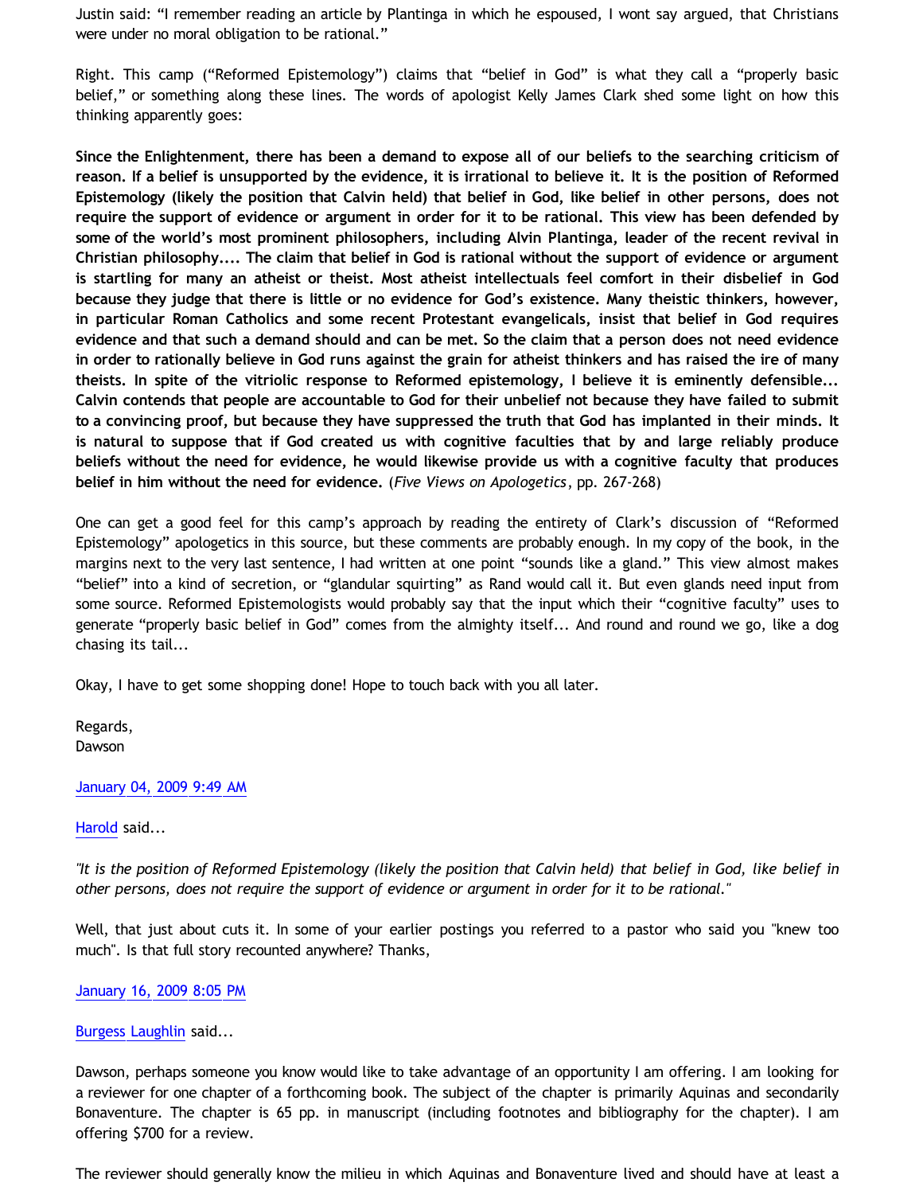Justin said: “I remember reading an article by Plantinga in which he espoused, I wont say argued, that Christians were under no moral obligation to be rational.”

Right. This camp (“Reformed Epistemology”) claims that “belief in God” is what they call a “properly basic belief,” or something along these lines. The words of apologist Kelly James Clark shed some light on how this thinking apparently goes:

**Since the Enlightenment, there has been a demand to expose all of our beliefs to the searching criticism of reason. If a belief is unsupported by the evidence, it is irrational to believe it. It is the position of Reformed Epistemology (likely the position that Calvin held) that belief in God, like belief in other persons, does not require the support of evidence or argument in order for it to be rational. This view has been defended by some of the world’s most prominent philosophers, including Alvin Plantinga, leader of the recent revival in Christian philosophy.... The claim that belief in God is rational without the support of evidence or argument is startling for many an atheist or theist. Most atheist intellectuals feel comfort in their disbelief in God because they judge that there is little or no evidence for God’s existence. Many theistic thinkers, however, in particular Roman Catholics and some recent Protestant evangelicals, insist that belief in God requires evidence and that such a demand should and can be met. So the claim that a person does not need evidence in order to rationally believe in God runs against the grain for atheist thinkers and has raised the ire of many theists. In spite of the vitriolic response to Reformed epistemology, I believe it is eminently defensible... Calvin contends that people are accountable to God for their unbelief not because they have failed to submit to a convincing proof, but because they have suppressed the truth that God has implanted in their minds. It is natural to suppose that if God created us with cognitive faculties that by and large reliably produce beliefs without the need for evidence, he would likewise provide us with a cognitive faculty that produces belief in him without the need for evidence.** (*Five Views on Apologetics*, pp. 267-268)

One can get a good feel for this camp’s approach by reading the entirety of Clark’s discussion of “Reformed Epistemology” apologetics in this source, but these comments are probably enough. In my copy of the book, in the margins next to the very last sentence, I had written at one point “sounds like a gland.” This view almost makes “belief” into a kind of secretion, or “glandular squirting” as Rand would call it. But even glands need input from some source. Reformed Epistemologists would probably say that the input which their “cognitive faculty” uses to generate “properly basic belief in God” comes from the almighty itself... And round and round we go, like a dog chasing its tail...

Okay, I have to get some shopping done! Hope to touch back with you all later.

Regards,
Dawson

January 04, 2009 9:49 AM

Harold said...

*"It is the position of Reformed Epistemology (likely the position that Calvin held) that belief in God, like belief in other persons, does not require the support of evidence or argument in order for it to be rational."*

Well, that just about cuts it. In some of your earlier postings you referred to a pastor who said you "knew too much". Is that full story recounted anywhere? Thanks,

January 16, 2009 8:05 PM

Burgess Laughlin said...

Dawson, perhaps someone you know would like to take advantage of an opportunity I am offering. I am looking for a reviewer for one chapter of a forthcoming book. The subject of the chapter is primarily Aquinas and secondarily Bonaventure. The chapter is 65 pp. in manuscript (including footnotes and bibliography for the chapter). I am offering $700 for a review.

The reviewer should generally know the milieu in which Aquinas and Bonaventure lived and should have at least a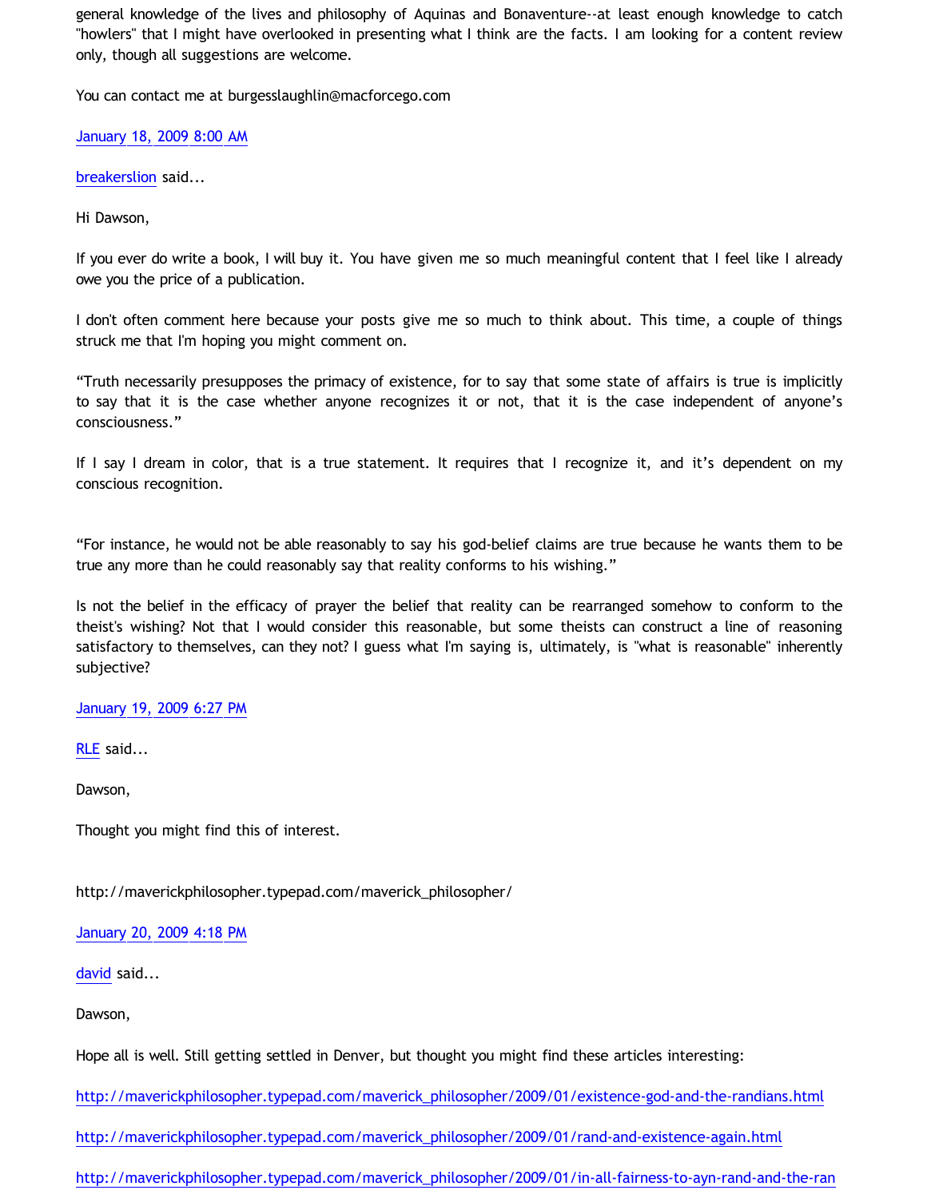general knowledge of the lives and philosophy of Aquinas and Bonaventure--at least enough knowledge to catch "howlers" that I might have overlooked in presenting what I think are the facts. I am looking for a content review only, though all suggestions are welcome.

You can contact me at burgesslaughlin@macforcego.com

January 18, 2009 8:00 AM

breakerslion said...

Hi Dawson,

If you ever do write a book, I will buy it. You have given me so much meaningful content that I feel like I already owe you the price of a publication.

I don't often comment here because your posts give me so much to think about. This time, a couple of things struck me that I'm hoping you might comment on.

“Truth necessarily presupposes the primacy of existence, for to say that some state of affairs is true is implicitly to say that it is the case whether anyone recognizes it or not, that it is the case independent of anyone’s consciousness.”

If I say I dream in color, that is a true statement. It requires that I recognize it, and it’s dependent on my conscious recognition.

“For instance, he would not be able reasonably to say his god-belief claims are true because he wants them to be true any more than he could reasonably say that reality conforms to his wishing.”

Is not the belief in the efficacy of prayer the belief that reality can be rearranged somehow to conform to the theist's wishing? Not that I would consider this reasonable, but some theists can construct a line of reasoning satisfactory to themselves, can they not? I guess what I'm saying is, ultimately, is "what is reasonable" inherently subjective?

January 19, 2009 6:27 PM

RLE said...

Dawson,

Thought you might find this of interest.

http://maverickphilosopher.typepad.com/maverick_philosopher/

January 20, 2009 4:18 PM

david said...

Dawson,

Hope all is well. Still getting settled in Denver, but thought you might find these articles interesting:

http://maverickphilosopher.typepad.com/maverick_philosopher/2009/01/existence-god-and-the-randians.html

http://maverickphilosopher.typepad.com/maverick_philosopher/2009/01/rand-and-existence-again.html

http://maverickphilosopher.typepad.com/maverick_philosopher/2009/01/in-all-fairness-to-ayn-rand-and-the-ran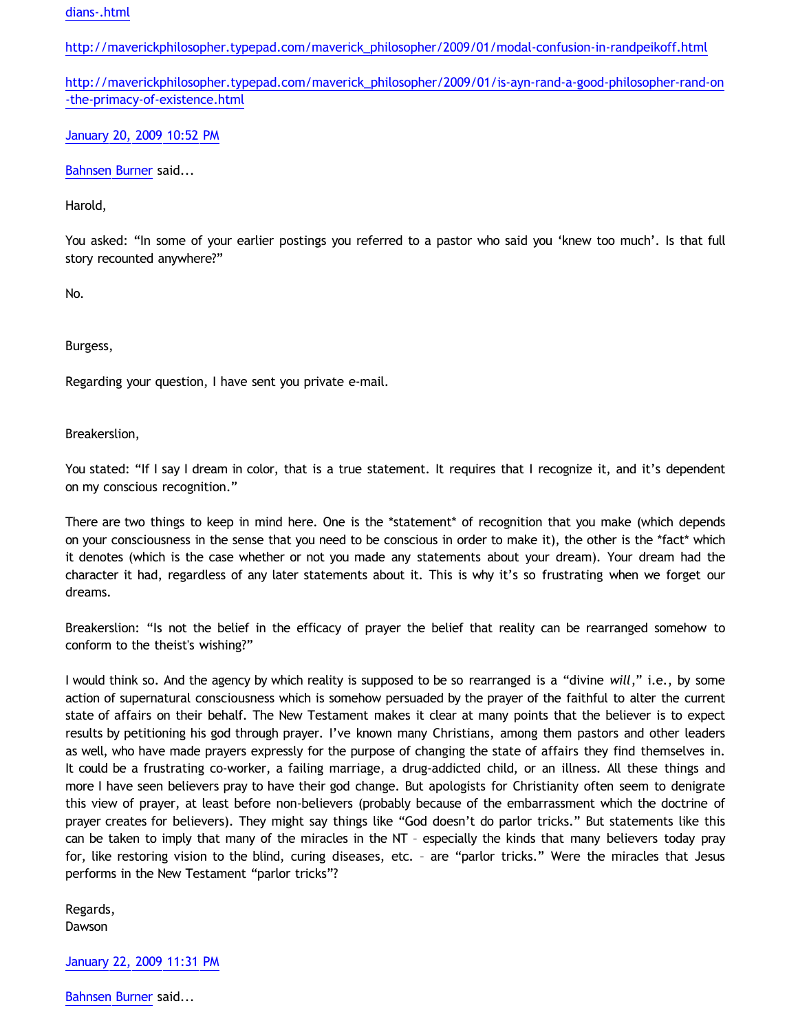dians-.html

http://maverickphilosopher.typepad.com/maverick_philosopher/2009/01/modal-confusion-in-randpeikoff.html

http://maverickphilosopher.typepad.com/maverick_philosopher/2009/01/is-ayn-rand-a-good-philosopher-rand-on-the-primacy-of-existence.html

January 20, 2009 10:52 PM

Bahnsen Burner said...

Harold,

You asked: "In some of your earlier postings you referred to a pastor who said you 'knew too much'. Is that full story recounted anywhere?"

No.

Burgess,

Regarding your question, I have sent you private e-mail.

Breakerslion,

You stated: "If I say I dream in color, that is a true statement. It requires that I recognize it, and it's dependent on my conscious recognition."

There are two things to keep in mind here. One is the *statement* of recognition that you make (which depends on your consciousness in the sense that you need to be conscious in order to make it), the other is the *fact* which it denotes (which is the case whether or not you made any statements about your dream). Your dream had the character it had, regardless of any later statements about it. This is why it's so frustrating when we forget our dreams.

Breakerslion: "Is not the belief in the efficacy of prayer the belief that reality can be rearranged somehow to conform to the theist's wishing?"

I would think so. And the agency by which reality is supposed to be so rearranged is a "divine *will*," i.e., by some action of supernatural consciousness which is somehow persuaded by the prayer of the faithful to alter the current state of affairs on their behalf. The New Testament makes it clear at many points that the believer is to expect results by petitioning his god through prayer. I've known many Christians, among them pastors and other leaders as well, who have made prayers expressly for the purpose of changing the state of affairs they find themselves in. It could be a frustrating co-worker, a failing marriage, a drug-addicted child, or an illness. All these things and more I have seen believers pray to have their god change. But apologists for Christianity often seem to denigrate this view of prayer, at least before non-believers (probably because of the embarrassment which the doctrine of prayer creates for believers). They might say things like "God doesn't do parlor tricks." But statements like this can be taken to imply that many of the miracles in the NT – especially the kinds that many believers today pray for, like restoring vision to the blind, curing diseases, etc. – are "parlor tricks." Were the miracles that Jesus performs in the New Testament "parlor tricks"?

Regards,
Dawson

January 22, 2009 11:31 PM

Bahnsen Burner said...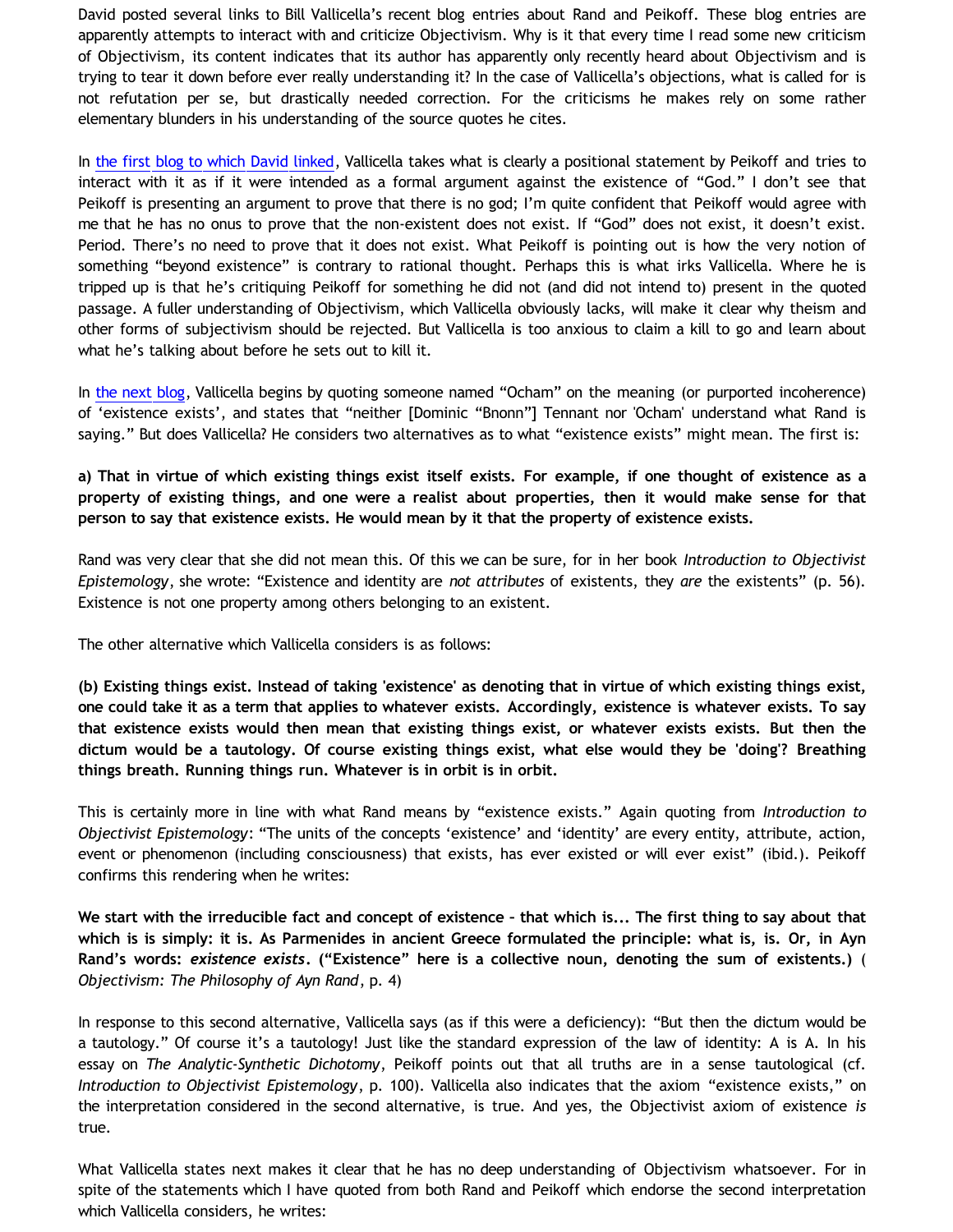David posted several links to Bill Vallicella's recent blog entries about Rand and Peikoff. These blog entries are apparently attempts to interact with and criticize Objectivism. Why is it that every time I read some new criticism of Objectivism, its content indicates that its author has apparently only recently heard about Objectivism and is trying to tear it down before ever really understanding it? In the case of Vallicella's objections, what is called for is not refutation per se, but drastically needed correction. For the criticisms he makes rely on some rather elementary blunders in his understanding of the source quotes he cites.

In the first blog to which David linked, Vallicella takes what is clearly a positional statement by Peikoff and tries to interact with it as if it were intended as a formal argument against the existence of "God." I don't see that Peikoff is presenting an argument to prove that there is no god; I'm quite confident that Peikoff would agree with me that he has no onus to prove that the non-existent does not exist. If "God" does not exist, it doesn't exist. Period. There's no need to prove that it does not exist. What Peikoff is pointing out is how the very notion of something "beyond existence" is contrary to rational thought. Perhaps this is what irks Vallicella. Where he is tripped up is that he's critiquing Peikoff for something he did not (and did not intend to) present in the quoted passage. A fuller understanding of Objectivism, which Vallicella obviously lacks, will make it clear why theism and other forms of subjectivism should be rejected. But Vallicella is too anxious to claim a kill to go and learn about what he's talking about before he sets out to kill it.

In the next blog, Vallicella begins by quoting someone named "Ocham" on the meaning (or purported incoherence) of 'existence exists', and states that "neither [Dominic "Bnonn"] Tennant nor 'Ocham' understand what Rand is saying." But does Vallicella? He considers two alternatives as to what "existence exists" might mean. The first is:

**a) That in virtue of which existing things exist itself exists. For example, if one thought of existence as a property of existing things, and one were a realist about properties, then it would make sense for that person to say that existence exists. He would mean by it that the property of existence exists.**

Rand was very clear that she did not mean this. Of this we can be sure, for in her book *Introduction to Objectivist Epistemology*, she wrote: "Existence and identity are *not attributes* of existents, they *are* the existents" (p. 56). Existence is not one property among others belonging to an existent.

The other alternative which Vallicella considers is as follows:

**(b) Existing things exist. Instead of taking 'existence' as denoting that in virtue of which existing things exist, one could take it as a term that applies to whatever exists. Accordingly, existence is whatever exists. To say that existence exists would then mean that existing things exist, or whatever exists exists. But then the dictum would be a tautology. Of course existing things exist, what else would they be 'doing'? Breathing things breath. Running things run. Whatever is in orbit is in orbit.**

This is certainly more in line with what Rand means by "existence exists." Again quoting from *Introduction to Objectivist Epistemology*: "The units of the concepts 'existence' and 'identity' are every entity, attribute, action, event or phenomenon (including consciousness) that exists, has ever existed or will ever exist" (ibid.). Peikoff confirms this rendering when he writes:

**We start with the irreducible fact and concept of existence – that which is... The first thing to say about that which is is simply: it is. As Parmenides in ancient Greece formulated the principle: what is, is. Or, in Ayn Rand's words: *existence exists*. ("Existence" here is a collective noun, denoting the sum of existents.)** (*Objectivism: The Philosophy of Ayn Rand*, p. 4)

In response to this second alternative, Vallicella says (as if this were a deficiency): "But then the dictum would be a tautology." Of course it's a tautology! Just like the standard expression of the law of identity: A is A. In his essay on *The Analytic-Synthetic Dichotomy*, Peikoff points out that all truths are in a sense tautological (cf. *Introduction to Objectivist Epistemology*, p. 100). Vallicella also indicates that the axiom "existence exists," on the interpretation considered in the second alternative, is true. And yes, the Objectivist axiom of existence *is* true.

What Vallicella states next makes it clear that he has no deep understanding of Objectivism whatsoever. For in spite of the statements which I have quoted from both Rand and Peikoff which endorse the second interpretation which Vallicella considers, he writes: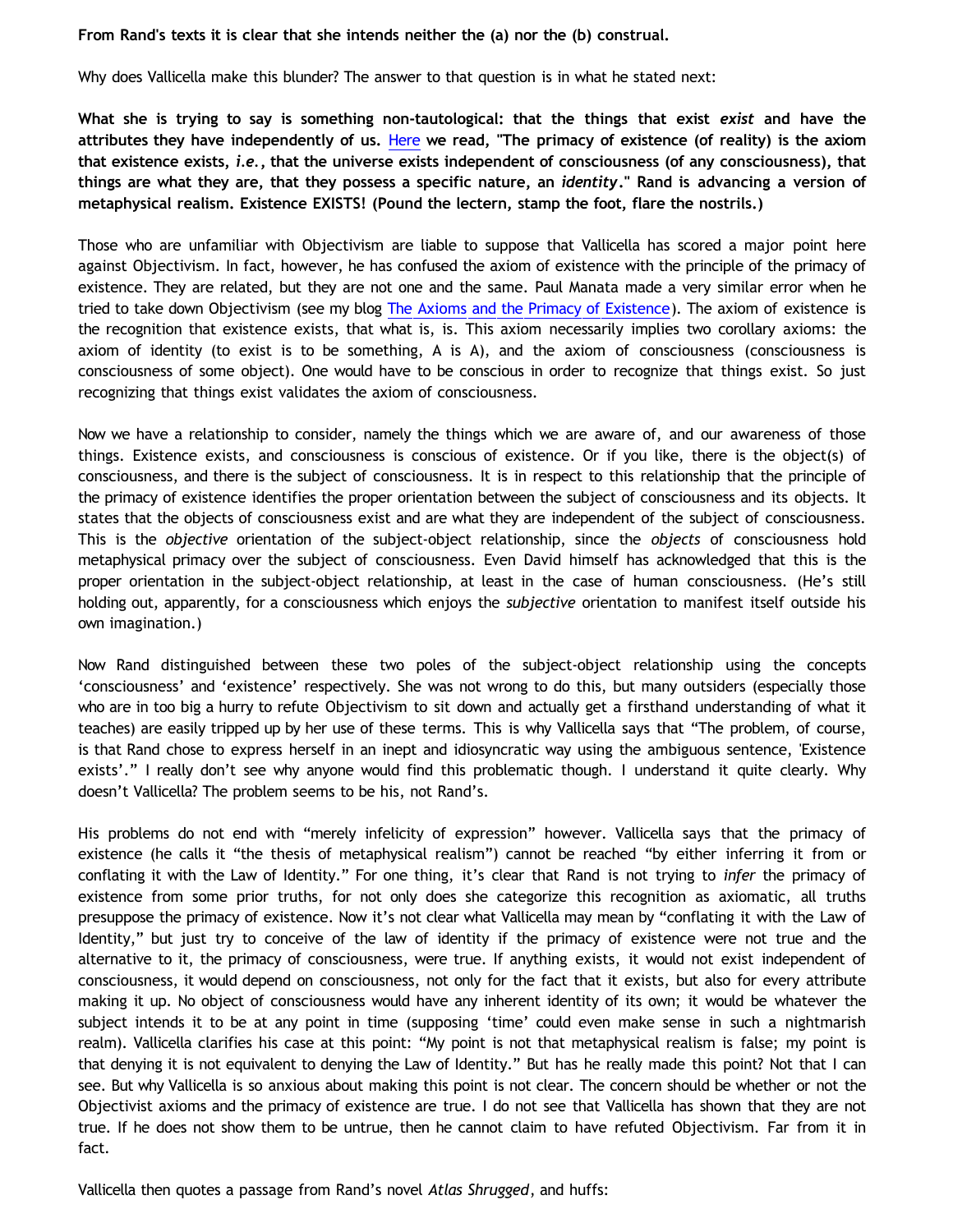**From Rand's texts it is clear that she intends neither the (a) nor the (b) construal.**

Why does Vallicella make this blunder? The answer to that question is in what he stated next:

**What she is trying to say is something non-tautological: that the things that exist *exist* and have the attributes they have independently of us. Here we read, "The primacy of existence (of reality) is the axiom that existence exists, *i.e.*, that the universe exists independent of consciousness (of any consciousness), that things are what they are, that they possess a specific nature, an *identity*." Rand is advancing a version of metaphysical realism. Existence EXISTS! (Pound the lectern, stamp the foot, flare the nostrils.)**

Those who are unfamiliar with Objectivism are liable to suppose that Vallicella has scored a major point here against Objectivism. In fact, however, he has confused the axiom of existence with the principle of the primacy of existence. They are related, but they are not one and the same. Paul Manata made a very similar error when he tried to take down Objectivism (see my blog The Axioms and the Primacy of Existence). The axiom of existence is the recognition that existence exists, that what is, is. This axiom necessarily implies two corollary axioms: the axiom of identity (to exist is to be something, A is A), and the axiom of consciousness (consciousness is consciousness of some object). One would have to be conscious in order to recognize that things exist. So just recognizing that things exist validates the axiom of consciousness.

Now we have a relationship to consider, namely the things which we are aware of, and our awareness of those things. Existence exists, and consciousness is conscious of existence. Or if you like, there is the object(s) of consciousness, and there is the subject of consciousness. It is in respect to this relationship that the principle of the primacy of existence identifies the proper orientation between the subject of consciousness and its objects. It states that the objects of consciousness exist and are what they are independent of the subject of consciousness. This is the *objective* orientation of the subject-object relationship, since the *objects* of consciousness hold metaphysical primacy over the subject of consciousness. Even David himself has acknowledged that this is the proper orientation in the subject-object relationship, at least in the case of human consciousness. (He's still holding out, apparently, for a consciousness which enjoys the *subjective* orientation to manifest itself outside his own imagination.)

Now Rand distinguished between these two poles of the subject-object relationship using the concepts 'consciousness' and 'existence' respectively. She was not wrong to do this, but many outsiders (especially those who are in too big a hurry to refute Objectivism to sit down and actually get a firsthand understanding of what it teaches) are easily tripped up by her use of these terms. This is why Vallicella says that "The problem, of course, is that Rand chose to express herself in an inept and idiosyncratic way using the ambiguous sentence, 'Existence exists'." I really don't see why anyone would find this problematic though. I understand it quite clearly. Why doesn't Vallicella? The problem seems to be his, not Rand's.

His problems do not end with "merely infelicity of expression" however. Vallicella says that the primacy of existence (he calls it "the thesis of metaphysical realism") cannot be reached "by either inferring it from or conflating it with the Law of Identity." For one thing, it's clear that Rand is not trying to *infer* the primacy of existence from some prior truths, for not only does she categorize this recognition as axiomatic, all truths presuppose the primacy of existence. Now it's not clear what Vallicella may mean by "conflating it with the Law of Identity," but just try to conceive of the law of identity if the primacy of existence were not true and the alternative to it, the primacy of consciousness, were true. If anything exists, it would not exist independent of consciousness, it would depend on consciousness, not only for the fact that it exists, but also for every attribute making it up. No object of consciousness would have any inherent identity of its own; it would be whatever the subject intends it to be at any point in time (supposing 'time' could even make sense in such a nightmarish realm). Vallicella clarifies his case at this point: "My point is not that metaphysical realism is false; my point is that denying it is not equivalent to denying the Law of Identity." But has he really made this point? Not that I can see. But why Vallicella is so anxious about making this point is not clear. The concern should be whether or not the Objectivist axioms and the primacy of existence are true. I do not see that Vallicella has shown that they are not true. If he does not show them to be untrue, then he cannot claim to have refuted Objectivism. Far from it in fact.

Vallicella then quotes a passage from Rand's novel *Atlas Shrugged*, and huffs: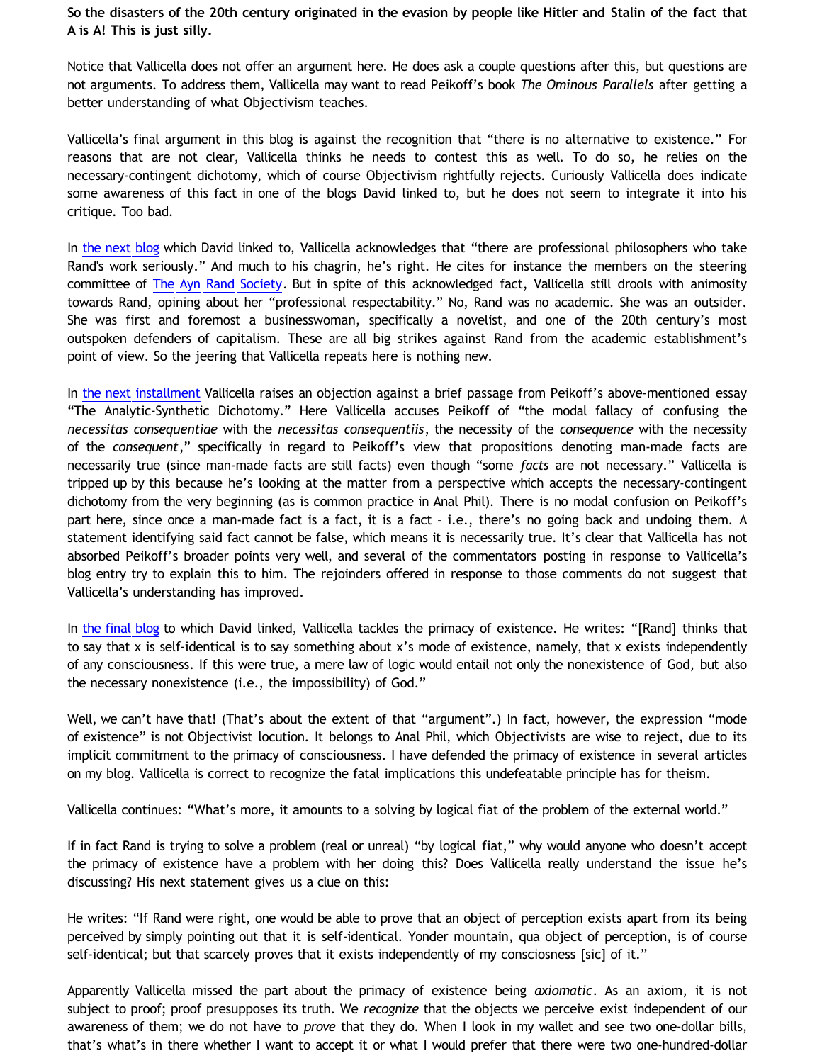**So the disasters of the 20th century originated in the evasion by people like Hitler and Stalin of the fact that A is A! This is just silly.**

Notice that Vallicella does not offer an argument here. He does ask a couple questions after this, but questions are not arguments. To address them, Vallicella may want to read Peikoff's book *The Ominous Parallels* after getting a better understanding of what Objectivism teaches.

Vallicella's final argument in this blog is against the recognition that "there is no alternative to existence." For reasons that are not clear, Vallicella thinks he needs to contest this as well. To do so, he relies on the necessary-contingent dichotomy, which of course Objectivism rightfully rejects. Curiously Vallicella does indicate some awareness of this fact in one of the blogs David linked to, but he does not seem to integrate it into his critique. Too bad.

In the next blog which David linked to, Vallicella acknowledges that "there are professional philosophers who take Rand's work seriously." And much to his chagrin, he's right. He cites for instance the members on the steering committee of The Ayn Rand Society. But in spite of this acknowledged fact, Vallicella still drools with animosity towards Rand, opining about her "professional respectability." No, Rand was no academic. She was an outsider. She was first and foremost a businesswoman, specifically a novelist, and one of the 20th century's most outspoken defenders of capitalism. These are all big strikes against Rand from the academic establishment's point of view. So the jeering that Vallicella repeats here is nothing new.

In the next installment Vallicella raises an objection against a brief passage from Peikoff's above-mentioned essay "The Analytic-Synthetic Dichotomy." Here Vallicella accuses Peikoff of "the modal fallacy of confusing the *necessitas consequentiae* with the *necessitas consequentiis*, the necessity of the *consequence* with the necessity of the *consequent*," specifically in regard to Peikoff's view that propositions denoting man-made facts are necessarily true (since man-made facts are still facts) even though "some *facts* are not necessary." Vallicella is tripped up by this because he's looking at the matter from a perspective which accepts the necessary-contingent dichotomy from the very beginning (as is common practice in Anal Phil). There is no modal confusion on Peikoff's part here, since once a man-made fact is a fact, it is a fact – i.e., there's no going back and undoing them. A statement identifying said fact cannot be false, which means it is necessarily true. It's clear that Vallicella has not absorbed Peikoff's broader points very well, and several of the commentators posting in response to Vallicella's blog entry try to explain this to him. The rejoinders offered in response to those comments do not suggest that Vallicella's understanding has improved.

In the final blog to which David linked, Vallicella tackles the primacy of existence. He writes: "[Rand] thinks that to say that x is self-identical is to say something about x's mode of existence, namely, that x exists independently of any consciousness. If this were true, a mere law of logic would entail not only the nonexistence of God, but also the necessary nonexistence (i.e., the impossibility) of God."

Well, we can't have that! (That's about the extent of that "argument".) In fact, however, the expression "mode of existence" is not Objectivist locution. It belongs to Anal Phil, which Objectivists are wise to reject, due to its implicit commitment to the primacy of consciousness. I have defended the primacy of existence in several articles on my blog. Vallicella is correct to recognize the fatal implications this undefeatable principle has for theism.

Vallicella continues: "What's more, it amounts to a solving by logical fiat of the problem of the external world."

If in fact Rand is trying to solve a problem (real or unreal) "by logical fiat," why would anyone who doesn't accept the primacy of existence have a problem with her doing this? Does Vallicella really understand the issue he's discussing? His next statement gives us a clue on this:

He writes: "If Rand were right, one would be able to prove that an object of perception exists apart from its being perceived by simply pointing out that it is self-identical. Yonder mountain, qua object of perception, is of course self-identical; but that scarcely proves that it exists independently of my consciosness [sic] of it."

Apparently Vallicella missed the part about the primacy of existence being *axiomatic*. As an axiom, it is not subject to proof; proof presupposes its truth. We *recognize* that the objects we perceive exist independent of our awareness of them; we do not have to *prove* that they do. When I look in my wallet and see two one-dollar bills, that's what's in there whether I want to accept it or what I would prefer that there were two one-hundred-dollar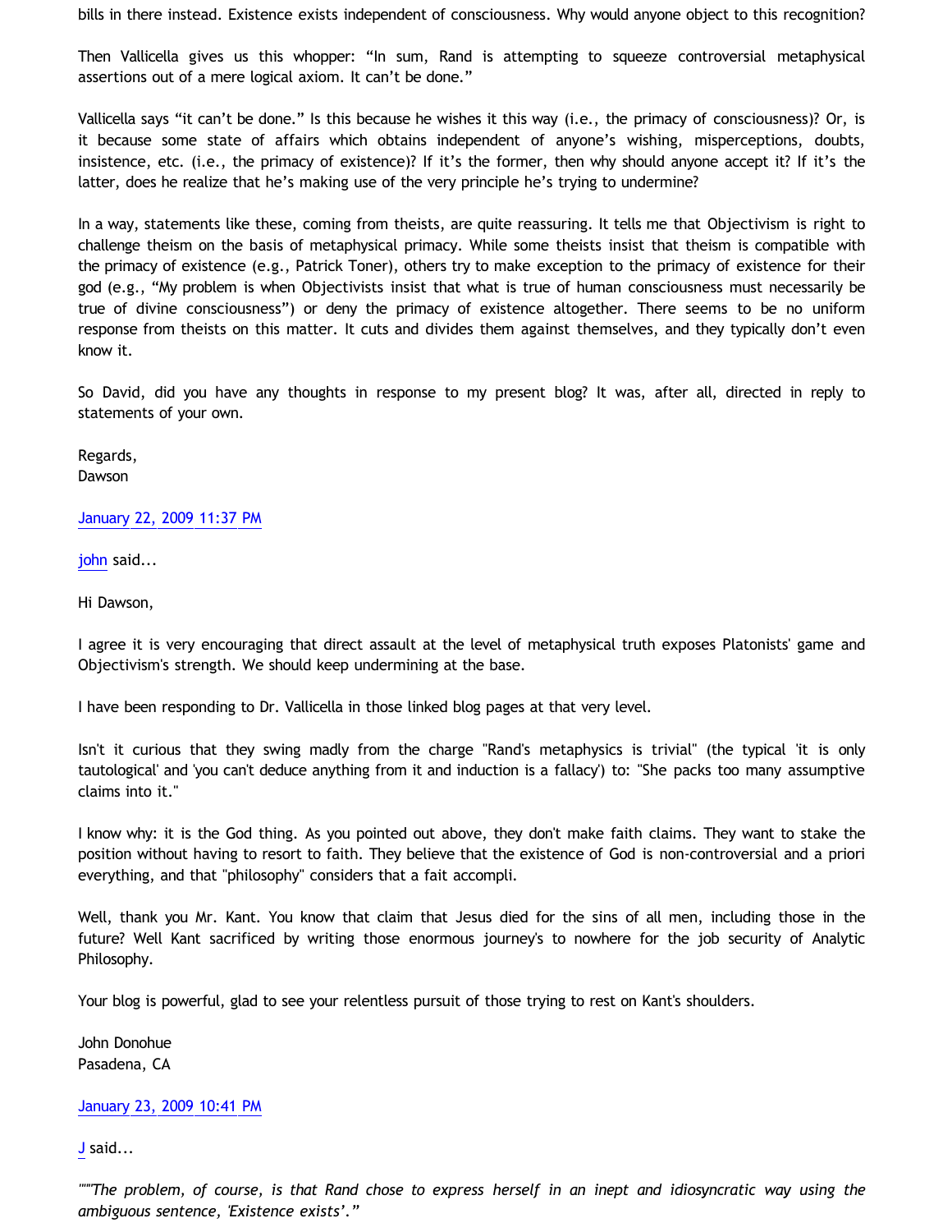bills in there instead. Existence exists independent of consciousness. Why would anyone object to this recognition?

Then Vallicella gives us this whopper: "In sum, Rand is attempting to squeeze controversial metaphysical assertions out of a mere logical axiom. It can't be done."

Vallicella says "it can't be done." Is this because he wishes it this way (i.e., the primacy of consciousness)? Or, is it because some state of affairs which obtains independent of anyone's wishing, misperceptions, doubts, insistence, etc. (i.e., the primacy of existence)? If it's the former, then why should anyone accept it? If it's the latter, does he realize that he's making use of the very principle he's trying to undermine?

In a way, statements like these, coming from theists, are quite reassuring. It tells me that Objectivism is right to challenge theism on the basis of metaphysical primacy. While some theists insist that theism is compatible with the primacy of existence (e.g., Patrick Toner), others try to make exception to the primacy of existence for their god (e.g., "My problem is when Objectivists insist that what is true of human consciousness must necessarily be true of divine consciousness") or deny the primacy of existence altogether. There seems to be no uniform response from theists on this matter. It cuts and divides them against themselves, and they typically don't even know it.

So David, did you have any thoughts in response to my present blog? It was, after all, directed in reply to statements of your own.

Regards,
Dawson

January 22, 2009 11:37 PM

john said...

Hi Dawson,

I agree it is very encouraging that direct assault at the level of metaphysical truth exposes Platonists' game and Objectivism's strength. We should keep undermining at the base.

I have been responding to Dr. Vallicella in those linked blog pages at that very level.

Isn't it curious that they swing madly from the charge "Rand's metaphysics is trivial" (the typical 'it is only tautological' and 'you can't deduce anything from it and induction is a fallacy') to: "She packs too many assumptive claims into it."

I know why: it is the God thing. As you pointed out above, they don't make faith claims. They want to stake the position without having to resort to faith. They believe that the existence of God is non-controversial and a priori everything, and that "philosophy" considers that a fait accompli.

Well, thank you Mr. Kant. You know that claim that Jesus died for the sins of all men, including those in the future? Well Kant sacrificed by writing those enormous journey's to nowhere for the job security of Analytic Philosophy.

Your blog is powerful, glad to see your relentless pursuit of those trying to rest on Kant's shoulders.

John Donohue
Pasadena, CA

January 23, 2009 10:41 PM

J said...

*"""The problem, of course, is that Rand chose to express herself in an inept and idiosyncratic way using the ambiguous sentence, 'Existence exists'."*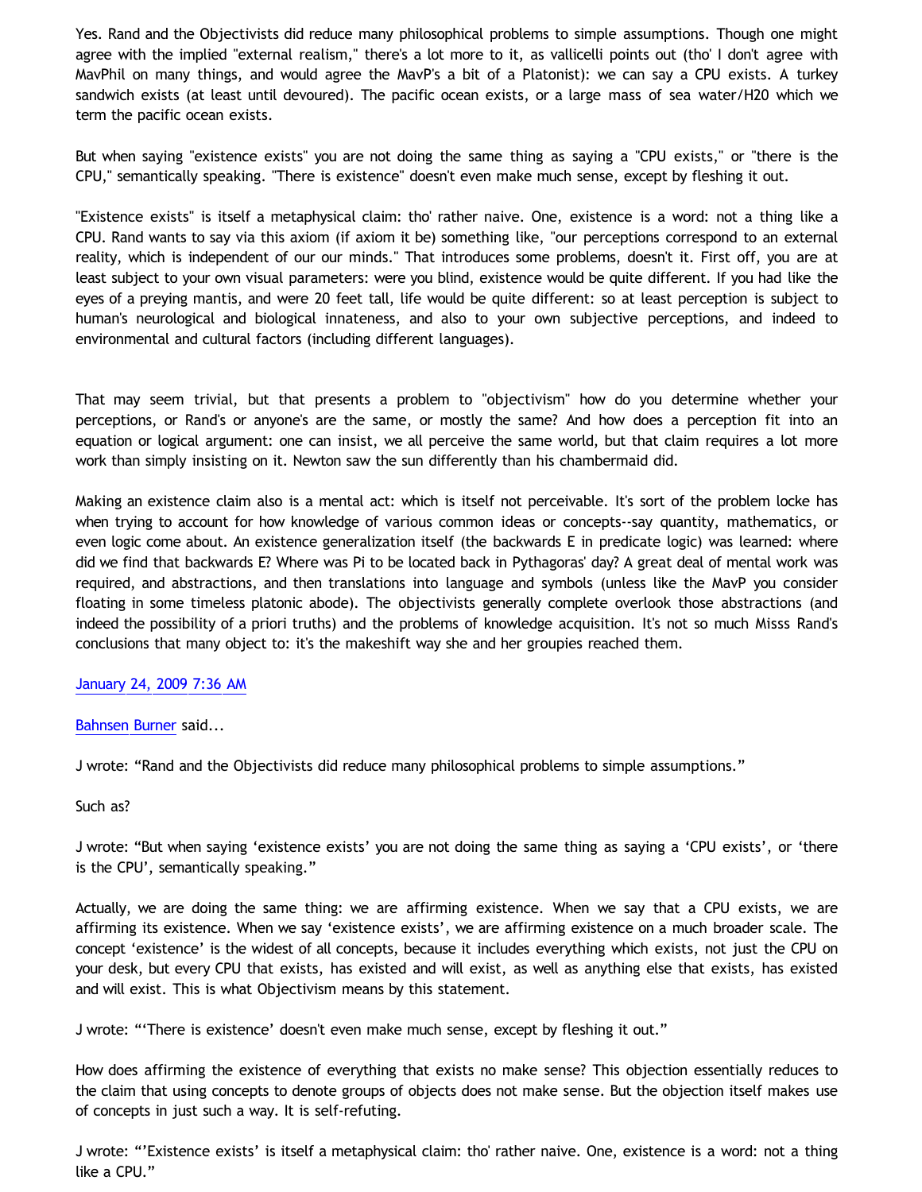Yes. Rand and the Objectivists did reduce many philosophical problems to simple assumptions. Though one might agree with the implied "external realism," there's a lot more to it, as vallicelli points out (tho' I don't agree with MavPhil on many things, and would agree the MavP's a bit of a Platonist): we can say a CPU exists. A turkey sandwich exists (at least until devoured). The pacific ocean exists, or a large mass of sea water/H20 which we term the pacific ocean exists.

But when saying "existence exists" you are not doing the same thing as saying a "CPU exists," or "there is the CPU," semantically speaking. "There is existence" doesn't even make much sense, except by fleshing it out.

"Existence exists" is itself a metaphysical claim: tho' rather naive. One, existence is a word: not a thing like a CPU. Rand wants to say via this axiom (if axiom it be) something like, "our perceptions correspond to an external reality, which is independent of our our minds." That introduces some problems, doesn't it. First off, you are at least subject to your own visual parameters: were you blind, existence would be quite different. If you had like the eyes of a preying mantis, and were 20 feet tall, life would be quite different: so at least perception is subject to human's neurological and biological innateness, and also to your own subjective perceptions, and indeed to environmental and cultural factors (including different languages).

That may seem trivial, but that presents a problem to "objectivism" how do you determine whether your perceptions, or Rand's or anyone's are the same, or mostly the same? And how does a perception fit into an equation or logical argument: one can insist, we all perceive the same world, but that claim requires a lot more work than simply insisting on it. Newton saw the sun differently than his chambermaid did.

Making an existence claim also is a mental act: which is itself not perceivable. It's sort of the problem locke has when trying to account for how knowledge of various common ideas or concepts--say quantity, mathematics, or even logic come about. An existence generalization itself (the backwards E in predicate logic) was learned: where did we find that backwards E? Where was Pi to be located back in Pythagoras' day? A great deal of mental work was required, and abstractions, and then translations into language and symbols (unless like the MavP you consider floating in some timeless platonic abode). The objectivists generally complete overlook those abstractions (and indeed the possibility of a priori truths) and the problems of knowledge acquisition. It's not so much Misss Rand's conclusions that many object to: it's the makeshift way she and her groupies reached them.

January 24, 2009 7:36 AM

Bahnsen Burner said...

J wrote: “Rand and the Objectivists did reduce many philosophical problems to simple assumptions.”

Such as?

J wrote: “But when saying ‘existence exists’ you are not doing the same thing as saying a ‘CPU exists’, or ‘there is the CPU’, semantically speaking.”

Actually, we are doing the same thing: we are affirming existence. When we say that a CPU exists, we are affirming its existence. When we say ‘existence exists’, we are affirming existence on a much broader scale. The concept ‘existence’ is the widest of all concepts, because it includes everything which exists, not just the CPU on your desk, but every CPU that exists, has existed and will exist, as well as anything else that exists, has existed and will exist. This is what Objectivism means by this statement.

J wrote: “‘There is existence’ doesn't even make much sense, except by fleshing it out.”

How does affirming the existence of everything that exists no make sense? This objection essentially reduces to the claim that using concepts to denote groups of objects does not make sense. But the objection itself makes use of concepts in just such a way. It is self-refuting.

J wrote: “’Existence exists’ is itself a metaphysical claim: tho' rather naive. One, existence is a word: not a thing like a CPU.”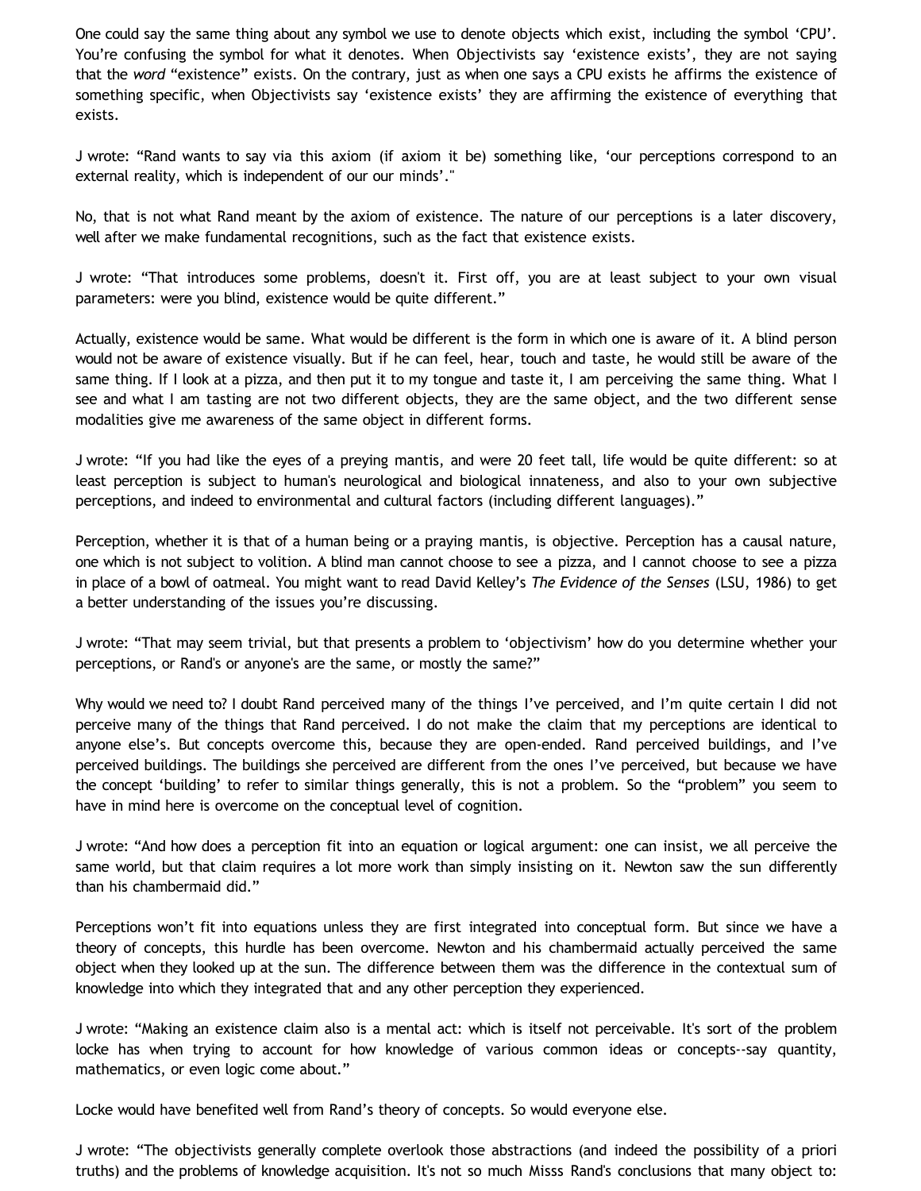One could say the same thing about any symbol we use to denote objects which exist, including the symbol ‘CPU’. You’re confusing the symbol for what it denotes. When Objectivists say ‘existence exists’, they are not saying that the *word* “existence” exists. On the contrary, just as when one says a CPU exists he affirms the existence of something specific, when Objectivists say ‘existence exists’ they are affirming the existence of everything that exists.

J wrote: “Rand wants to say via this axiom (if axiom it be) something like, ‘our perceptions correspond to an external reality, which is independent of our our minds’."

No, that is not what Rand meant by the axiom of existence. The nature of our perceptions is a later discovery, well after we make fundamental recognitions, such as the fact that existence exists.

J wrote: “That introduces some problems, doesn't it. First off, you are at least subject to your own visual parameters: were you blind, existence would be quite different.”

Actually, existence would be same. What would be different is the form in which one is aware of it. A blind person would not be aware of existence visually. But if he can feel, hear, touch and taste, he would still be aware of the same thing. If I look at a pizza, and then put it to my tongue and taste it, I am perceiving the same thing. What I see and what I am tasting are not two different objects, they are the same object, and the two different sense modalities give me awareness of the same object in different forms.

J wrote: “If you had like the eyes of a preying mantis, and were 20 feet tall, life would be quite different: so at least perception is subject to human's neurological and biological innateness, and also to your own subjective perceptions, and indeed to environmental and cultural factors (including different languages).”

Perception, whether it is that of a human being or a praying mantis, is objective. Perception has a causal nature, one which is not subject to volition. A blind man cannot choose to see a pizza, and I cannot choose to see a pizza in place of a bowl of oatmeal. You might want to read David Kelley’s *The Evidence of the Senses* (LSU, 1986) to get a better understanding of the issues you’re discussing.

J wrote: “That may seem trivial, but that presents a problem to ‘objectivism’ how do you determine whether your perceptions, or Rand's or anyone's are the same, or mostly the same?”

Why would we need to? I doubt Rand perceived many of the things I’ve perceived, and I’m quite certain I did not perceive many of the things that Rand perceived. I do not make the claim that my perceptions are identical to anyone else’s. But concepts overcome this, because they are open-ended. Rand perceived buildings, and I’ve perceived buildings. The buildings she perceived are different from the ones I’ve perceived, but because we have the concept ‘building’ to refer to similar things generally, this is not a problem. So the “problem” you seem to have in mind here is overcome on the conceptual level of cognition.

J wrote: “And how does a perception fit into an equation or logical argument: one can insist, we all perceive the same world, but that claim requires a lot more work than simply insisting on it. Newton saw the sun differently than his chambermaid did.”

Perceptions won’t fit into equations unless they are first integrated into conceptual form. But since we have a theory of concepts, this hurdle has been overcome. Newton and his chambermaid actually perceived the same object when they looked up at the sun. The difference between them was the difference in the contextual sum of knowledge into which they integrated that and any other perception they experienced.

J wrote: “Making an existence claim also is a mental act: which is itself not perceivable. It's sort of the problem locke has when trying to account for how knowledge of various common ideas or concepts--say quantity, mathematics, or even logic come about.”

Locke would have benefited well from Rand’s theory of concepts. So would everyone else.

J wrote: “The objectivists generally complete overlook those abstractions (and indeed the possibility of a priori truths) and the problems of knowledge acquisition. It's not so much Misss Rand's conclusions that many object to: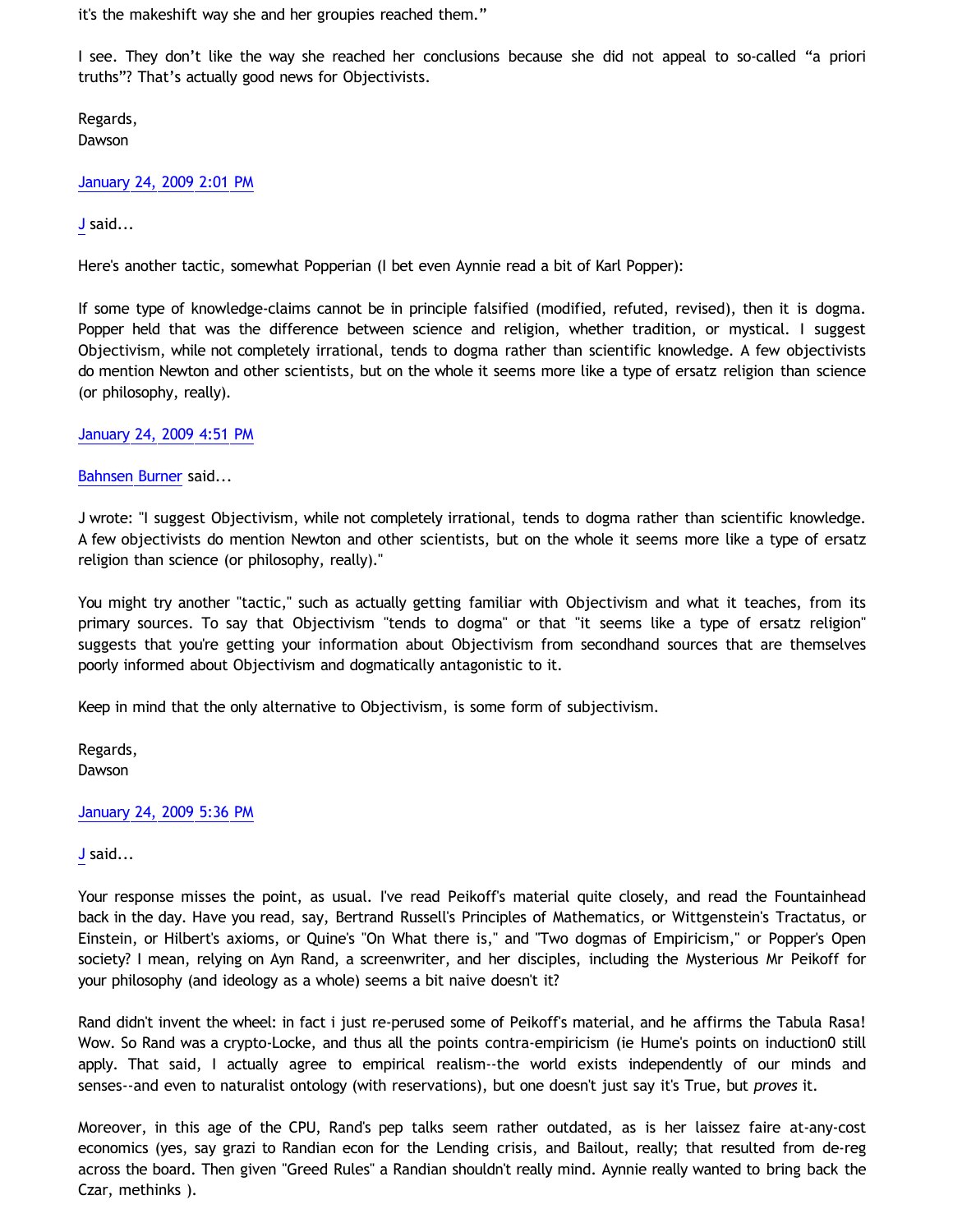it's the makeshift way she and her groupies reached them."

I see. They don't like the way she reached her conclusions because she did not appeal to so-called "a priori truths"? That's actually good news for Objectivists.

Regards,
Dawson

January 24, 2009 2:01 PM

J said...

Here's another tactic, somewhat Popperian (I bet even Aynnie read a bit of Karl Popper):

If some type of knowledge-claims cannot be in principle falsified (modified, refuted, revised), then it is dogma. Popper held that was the difference between science and religion, whether tradition, or mystical. I suggest Objectivism, while not completely irrational, tends to dogma rather than scientific knowledge. A few objectivists do mention Newton and other scientists, but on the whole it seems more like a type of ersatz religion than science (or philosophy, really).

January 24, 2009 4:51 PM

Bahnsen Burner said...

J wrote: "I suggest Objectivism, while not completely irrational, tends to dogma rather than scientific knowledge. A few objectivists do mention Newton and other scientists, but on the whole it seems more like a type of ersatz religion than science (or philosophy, really)."

You might try another "tactic," such as actually getting familiar with Objectivism and what it teaches, from its primary sources. To say that Objectivism "tends to dogma" or that "it seems like a type of ersatz religion" suggests that you're getting your information about Objectivism from secondhand sources that are themselves poorly informed about Objectivism and dogmatically antagonistic to it.

Keep in mind that the only alternative to Objectivism, is some form of subjectivism.

Regards,
Dawson

January 24, 2009 5:36 PM

J said...

Your response misses the point, as usual. I've read Peikoff's material quite closely, and read the Fountainhead back in the day. Have you read, say, Bertrand Russell's Principles of Mathematics, or Wittgenstein's Tractatus, or Einstein, or Hilbert's axioms, or Quine's "On What there is," and "Two dogmas of Empiricism," or Popper's Open society? I mean, relying on Ayn Rand, a screenwriter, and her disciples, including the Mysterious Mr Peikoff for your philosophy (and ideology as a whole) seems a bit naive doesn't it?

Rand didn't invent the wheel: in fact i just re-perused some of Peikoff's material, and he affirms the Tabula Rasa! Wow. So Rand was a crypto-Locke, and thus all the points contra-empiricism (ie Hume's points on induction0 still apply. That said, I actually agree to empirical realism--the world exists independently of our minds and senses--and even to naturalist ontology (with reservations), but one doesn't just say it's True, but *proves* it.

Moreover, in this age of the CPU, Rand's pep talks seem rather outdated, as is her laissez faire at-any-cost economics (yes, say grazi to Randian econ for the Lending crisis, and Bailout, really; that resulted from de-reg across the board. Then given "Greed Rules" a Randian shouldn't really mind. Aynnie really wanted to bring back the Czar, methinks ).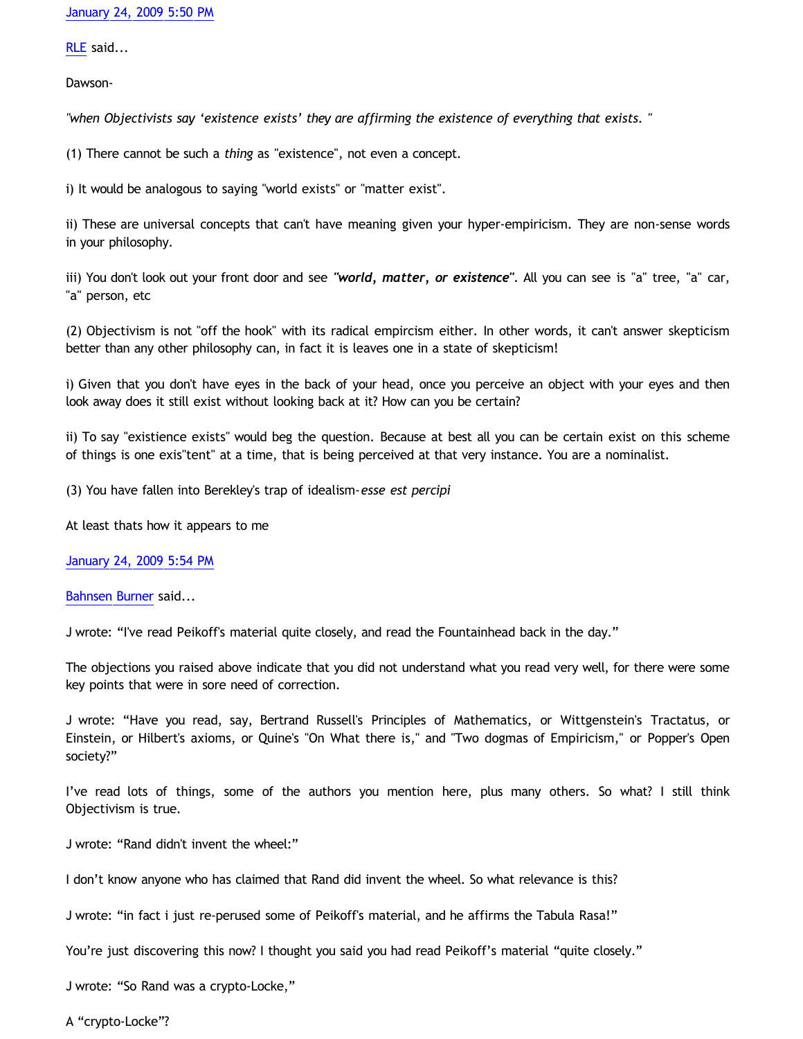January 24, 2009 5:50 PM

RLE said...

Dawson-

*"when Objectivists say 'existence exists' they are affirming the existence of everything that exists. "*

(1) There cannot be such a *thing* as "existence", not even a concept.

i) It would be analogous to saying "world exists" or "matter exist".

ii) These are universal concepts that can't have meaning given your hyper-empiricism. They are non-sense words in your philosophy.

iii) You don't look out your front door and see ***"world, matter, or existence"***. All you can see is "a" tree, "a" car, "a" person, etc

(2) Objectivism is not "off the hook" with its radical empircism either. In other words, it can't answer skepticism better than any other philosophy can, in fact it is leaves one in a state of skepticism!

i) Given that you don't have eyes in the back of your head, once you perceive an object with your eyes and then look away does it still exist without looking back at it? How can you be certain?

ii) To say "existience exists" would beg the question. Because at best all you can be certain exist on this scheme of things is one exis"tent" at a time, that is being perceived at that very instance. You are a nominalist.

(3) You have fallen into Berekley's trap of idealism-*esse est percipi*

At least thats how it appears to me

January 24, 2009 5:54 PM

Bahnsen Burner said...

J wrote: "I've read Peikoff's material quite closely, and read the Fountainhead back in the day."

The objections you raised above indicate that you did not understand what you read very well, for there were some key points that were in sore need of correction.

J wrote: "Have you read, say, Bertrand Russell's Principles of Mathematics, or Wittgenstein's Tractatus, or Einstein, or Hilbert's axioms, or Quine's "On What there is," and "Two dogmas of Empiricism," or Popper's Open society?"

I've read lots of things, some of the authors you mention here, plus many others. So what? I still think Objectivism is true.

J wrote: "Rand didn't invent the wheel:"

I don't know anyone who has claimed that Rand did invent the wheel. So what relevance is this?

J wrote: "in fact i just re-perused some of Peikoff's material, and he affirms the Tabula Rasa!"

You're just discovering this now? I thought you said you had read Peikoff's material "quite closely."

J wrote: "So Rand was a crypto-Locke,"

A "crypto-Locke"?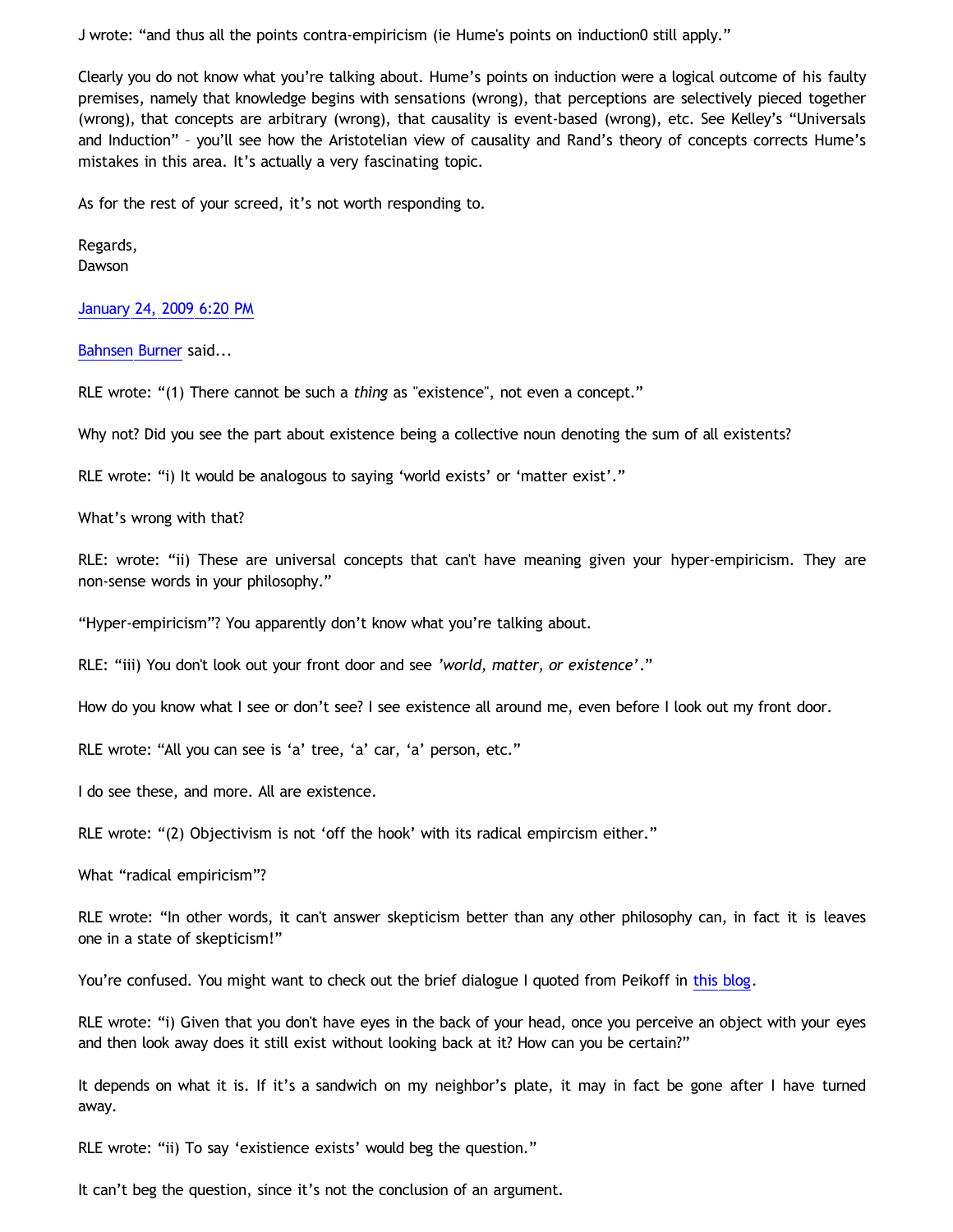J wrote: "and thus all the points contra-empiricism (ie Hume's points on induction0 still apply."

Clearly you do not know what you're talking about. Hume's points on induction were a logical outcome of his faulty premises, namely that knowledge begins with sensations (wrong), that perceptions are selectively pieced together (wrong), that concepts are arbitrary (wrong), that causality is event-based (wrong), etc. See Kelley's "Universals and Induction" – you'll see how the Aristotelian view of causality and Rand's theory of concepts corrects Hume's mistakes in this area. It's actually a very fascinating topic.

As for the rest of your screed, it's not worth responding to.

Regards,
Dawson

January 24, 2009 6:20 PM

Bahnsen Burner said...

RLE wrote: "(1) There cannot be such a *thing* as "existence", not even a concept."

Why not? Did you see the part about existence being a collective noun denoting the sum of all existents?

RLE wrote: "i) It would be analogous to saying 'world exists' or 'matter exist'."

What's wrong with that?

RLE: wrote: "ii) These are universal concepts that can't have meaning given your hyper-empiricism. They are non-sense words in your philosophy."

"Hyper-empiricism"? You apparently don't know what you're talking about.

RLE: "iii) You don't look out your front door and see *'world, matter, or existence'*."

How do you know what I see or don't see? I see existence all around me, even before I look out my front door.

RLE wrote: "All you can see is 'a' tree, 'a' car, 'a' person, etc."

I do see these, and more. All are existence.

RLE wrote: "(2) Objectivism is not 'off the hook' with its radical empircism either."

What "radical empiricism"?

RLE wrote: "In other words, it can't answer skepticism better than any other philosophy can, in fact it is leaves one in a state of skepticism!"

You're confused. You might want to check out the brief dialogue I quoted from Peikoff in this blog.

RLE wrote: "i) Given that you don't have eyes in the back of your head, once you perceive an object with your eyes and then look away does it still exist without looking back at it? How can you be certain?"

It depends on what it is. If it's a sandwich on my neighbor's plate, it may in fact be gone after I have turned away.

RLE wrote: "ii) To say 'existience exists' would beg the question."

It can't beg the question, since it's not the conclusion of an argument.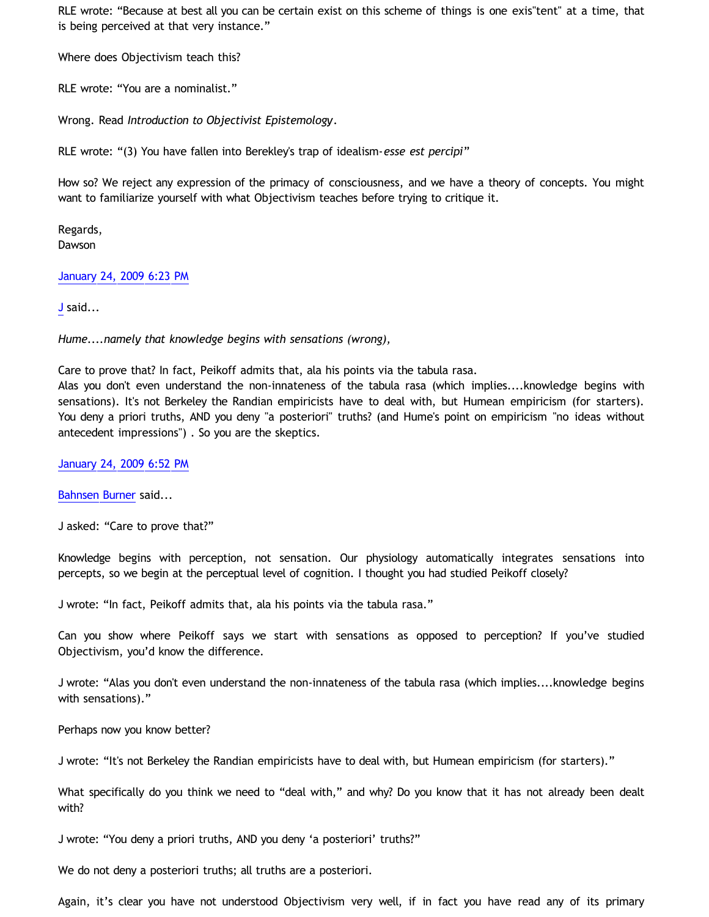RLE wrote: “Because at best all you can be certain exist on this scheme of things is one exis"tent" at a time, that is being perceived at that very instance.”

Where does Objectivism teach this?

RLE wrote: “You are a nominalist.”

Wrong. Read *Introduction to Objectivist Epistemology*.

RLE wrote: “(3) You have fallen into Berekley's trap of idealism-*esse est percipi*”

How so? We reject any expression of the primacy of consciousness, and we have a theory of concepts. You might want to familiarize yourself with what Objectivism teaches before trying to critique it.

Regards,
Dawson

January 24, 2009 6:23 PM

J said...

*Hume....namely that knowledge begins with sensations (wrong),*

Care to prove that? In fact, Peikoff admits that, ala his points via the tabula rasa.
Alas you don't even understand the non-innateness of the tabula rasa (which implies....knowledge begins with sensations). It's not Berkeley the Randian empiricists have to deal with, but Humean empiricism (for starters). You deny a priori truths, AND you deny "a posteriori" truths? (and Hume's point on empiricism "no ideas without antecedent impressions") . So you are the skeptics.

January 24, 2009 6:52 PM

Bahnsen Burner said...

J asked: “Care to prove that?”

Knowledge begins with perception, not sensation. Our physiology automatically integrates sensations into percepts, so we begin at the perceptual level of cognition. I thought you had studied Peikoff closely?

J wrote: “In fact, Peikoff admits that, ala his points via the tabula rasa.”

Can you show where Peikoff says we start with sensations as opposed to perception? If you’ve studied Objectivism, you’d know the difference.

J wrote: “Alas you don't even understand the non-innateness of the tabula rasa (which implies....knowledge begins with sensations).”

Perhaps now you know better?

J wrote: “It's not Berkeley the Randian empiricists have to deal with, but Humean empiricism (for starters).”

What specifically do you think we need to “deal with,” and why? Do you know that it has not already been dealt with?

J wrote: “You deny a priori truths, AND you deny ‘a posteriori’ truths?”

We do not deny a posteriori truths; all truths are a posteriori.

Again, it’s clear you have not understood Objectivism very well, if in fact you have read any of its primary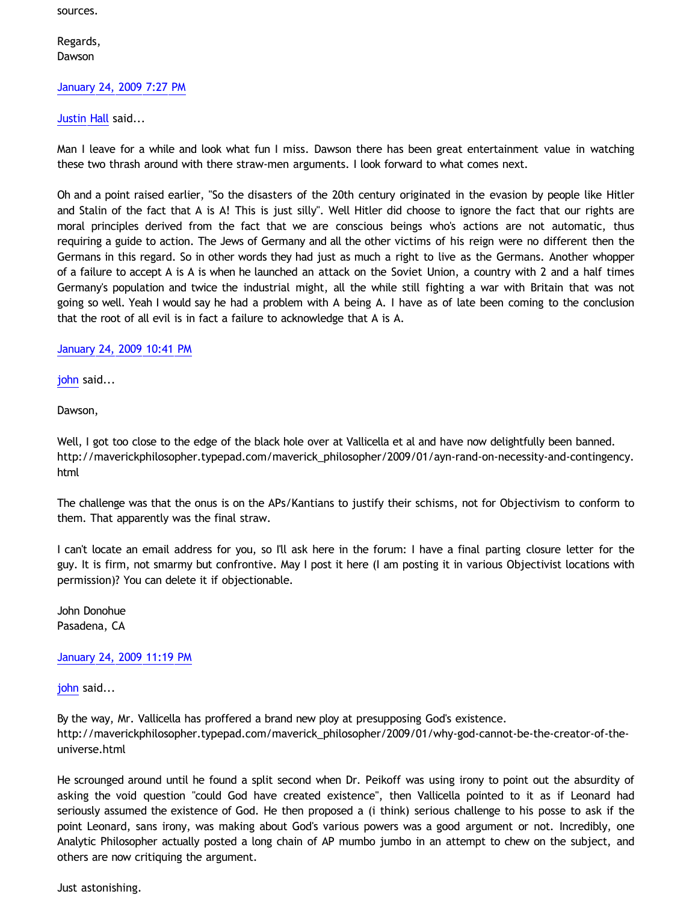sources.

Regards,
Dawson

January 24, 2009 7:27 PM

Justin Hall said...

Man I leave for a while and look what fun I miss. Dawson there has been great entertainment value in watching these two thrash around with there straw-men arguments. I look forward to what comes next.

Oh and a point raised earlier, "So the disasters of the 20th century originated in the evasion by people like Hitler and Stalin of the fact that A is A! This is just silly". Well Hitler did choose to ignore the fact that our rights are moral principles derived from the fact that we are conscious beings who's actions are not automatic, thus requiring a guide to action. The Jews of Germany and all the other victims of his reign were no different then the Germans in this regard. So in other words they had just as much a right to live as the Germans. Another whopper of a failure to accept A is A is when he launched an attack on the Soviet Union, a country with 2 and a half times Germany's population and twice the industrial might, all the while still fighting a war with Britain that was not going so well. Yeah I would say he had a problem with A being A. I have as of late been coming to the conclusion that the root of all evil is in fact a failure to acknowledge that A is A.

January 24, 2009 10:41 PM

john said...

Dawson,

Well, I got too close to the edge of the black hole over at Vallicella et al and have now delightfully been banned. http://maverickphilosopher.typepad.com/maverick_philosopher/2009/01/ayn-rand-on-necessity-and-contingency.html

The challenge was that the onus is on the APs/Kantians to justify their schisms, not for Objectivism to conform to them. That apparently was the final straw.

I can't locate an email address for you, so I'll ask here in the forum: I have a final parting closure letter for the guy. It is firm, not smarmy but confrontive. May I post it here (I am posting it in various Objectivist locations with permission)? You can delete it if objectionable.

John Donohue
Pasadena, CA

January 24, 2009 11:19 PM

john said...

By the way, Mr. Vallicella has proffered a brand new ploy at presupposing God's existence. http://maverickphilosopher.typepad.com/maverick_philosopher/2009/01/why-god-cannot-be-the-creator-of-the-universe.html

He scrounged around until he found a split second when Dr. Peikoff was using irony to point out the absurdity of asking the void question "could God have created existence", then Vallicella pointed to it as if Leonard had seriously assumed the existence of God. He then proposed a (i think) serious challenge to his posse to ask if the point Leonard, sans irony, was making about God's various powers was a good argument or not. Incredibly, one Analytic Philosopher actually posted a long chain of AP mumbo jumbo in an attempt to chew on the subject, and others are now critiquing the argument.

Just astonishing.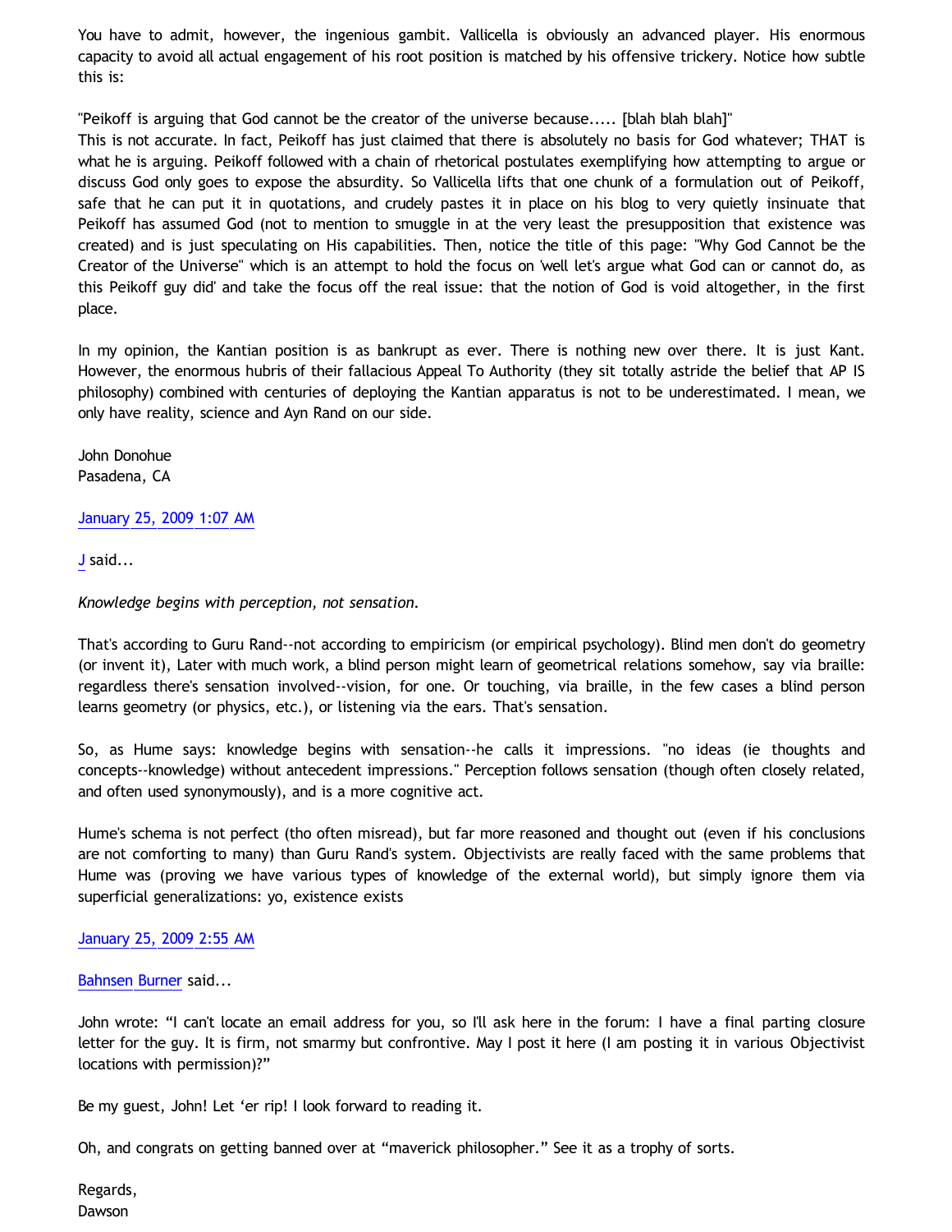You have to admit, however, the ingenious gambit. Vallicella is obviously an advanced player. His enormous capacity to avoid all actual engagement of his root position is matched by his offensive trickery. Notice how subtle this is:

"Peikoff is arguing that God cannot be the creator of the universe because..... [blah blah blah]"
This is not accurate. In fact, Peikoff has just claimed that there is absolutely no basis for God whatever; THAT is what he is arguing. Peikoff followed with a chain of rhetorical postulates exemplifying how attempting to argue or discuss God only goes to expose the absurdity. So Vallicella lifts that one chunk of a formulation out of Peikoff, safe that he can put it in quotations, and crudely pastes it in place on his blog to very quietly insinuate that Peikoff has assumed God (not to mention to smuggle in at the very least the presupposition that existence was created) and is just speculating on His capabilities. Then, notice the title of this page: "Why God Cannot be the Creator of the Universe" which is an attempt to hold the focus on 'well let's argue what God can or cannot do, as this Peikoff guy did' and take the focus off the real issue: that the notion of God is void altogether, in the first place.

In my opinion, the Kantian position is as bankrupt as ever. There is nothing new over there. It is just Kant. However, the enormous hubris of their fallacious Appeal To Authority (they sit totally astride the belief that AP IS philosophy) combined with centuries of deploying the Kantian apparatus is not to be underestimated. I mean, we only have reality, science and Ayn Rand on our side.

John Donohue
Pasadena, CA

January 25, 2009 1:07 AM

J said...

*Knowledge begins with perception, not sensation.*

That's according to Guru Rand--not according to empiricism (or empirical psychology). Blind men don't do geometry (or invent it), Later with much work, a blind person might learn of geometrical relations somehow, say via braille: regardless there's sensation involved--vision, for one. Or touching, via braille, in the few cases a blind person learns geometry (or physics, etc.), or listening via the ears. That's sensation.

So, as Hume says: knowledge begins with sensation--he calls it impressions. "no ideas (ie thoughts and concepts--knowledge) without antecedent impressions." Perception follows sensation (though often closely related, and often used synonymously), and is a more cognitive act.

Hume's schema is not perfect (tho often misread), but far more reasoned and thought out (even if his conclusions are not comforting to many) than Guru Rand's system. Objectivists are really faced with the same problems that Hume was (proving we have various types of knowledge of the external world), but simply ignore them via superficial generalizations: yo, existence exists

January 25, 2009 2:55 AM

Bahnsen Burner said...

John wrote: "I can't locate an email address for you, so I'll ask here in the forum: I have a final parting closure letter for the guy. It is firm, not smarmy but confrontive. May I post it here (I am posting it in various Objectivist locations with permission)?"

Be my guest, John! Let 'er rip! I look forward to reading it.

Oh, and congrats on getting banned over at "maverick philosopher." See it as a trophy of sorts.

Regards,
Dawson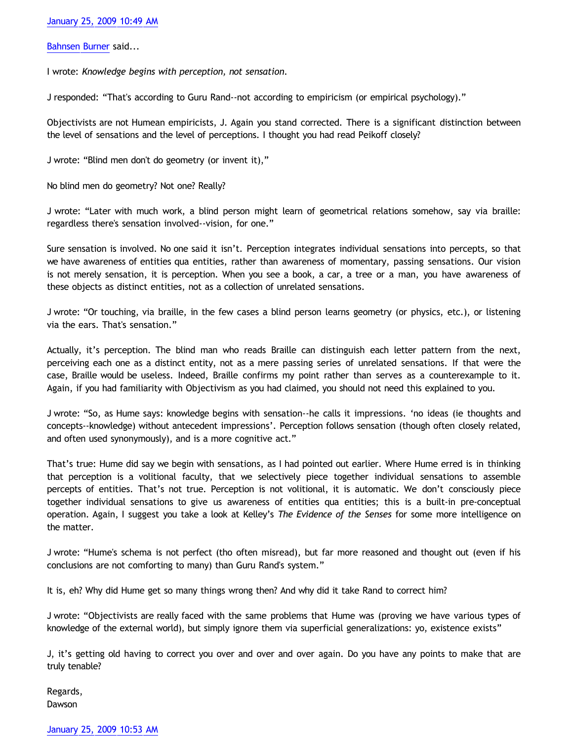[January 25, 2009 10:49 AM](#)

[Bahnsen Burner](#) said...

I wrote: *Knowledge begins with perception, not sensation.*

J responded: “That's according to Guru Rand--not according to empiricism (or empirical psychology).”

Objectivists are not Humean empiricists, J. Again you stand corrected. There is a significant distinction between the level of sensations and the level of perceptions. I thought you had read Peikoff closely?

J wrote: “Blind men don't do geometry (or invent it),”

No blind men do geometry? Not one? Really?

J wrote: “Later with much work, a blind person might learn of geometrical relations somehow, say via braille: regardless there's sensation involved--vision, for one.”

Sure sensation is involved. No one said it isn’t. Perception integrates individual sensations into percepts, so that we have awareness of entities qua entities, rather than awareness of momentary, passing sensations. Our vision is not merely sensation, it is perception. When you see a book, a car, a tree or a man, you have awareness of these objects as distinct entities, not as a collection of unrelated sensations.

J wrote: “Or touching, via braille, in the few cases a blind person learns geometry (or physics, etc.), or listening via the ears. That's sensation.”

Actually, it’s perception. The blind man who reads Braille can distinguish each letter pattern from the next, perceiving each one as a distinct entity, not as a mere passing series of unrelated sensations. If that were the case, Braille would be useless. Indeed, Braille confirms my point rather than serves as a counterexample to it. Again, if you had familiarity with Objectivism as you had claimed, you should not need this explained to you.

J wrote: “So, as Hume says: knowledge begins with sensation--he calls it impressions. ‘no ideas (ie thoughts and concepts--knowledge) without antecedent impressions’. Perception follows sensation (though often closely related, and often used synonymously), and is a more cognitive act.”

That’s true: Hume did say we begin with sensations, as I had pointed out earlier. Where Hume erred is in thinking that perception is a volitional faculty, that we selectively piece together individual sensations to assemble percepts of entities. That’s not true. Perception is not volitional, it is automatic. We don’t consciously piece together individual sensations to give us awareness of entities qua entities; this is a built-in pre-conceptual operation. Again, I suggest you take a look at Kelley’s *The Evidence of the Senses* for some more intelligence on the matter.

J wrote: “Hume's schema is not perfect (tho often misread), but far more reasoned and thought out (even if his conclusions are not comforting to many) than Guru Rand's system.”

It is, eh? Why did Hume get so many things wrong then? And why did it take Rand to correct him?

J wrote: “Objectivists are really faced with the same problems that Hume was (proving we have various types of knowledge of the external world), but simply ignore them via superficial generalizations: yo, existence exists”

J, it’s getting old having to correct you over and over and over again. Do you have any points to make that are truly tenable?

Regards,
Dawson

[January 25, 2009 10:53 AM](#)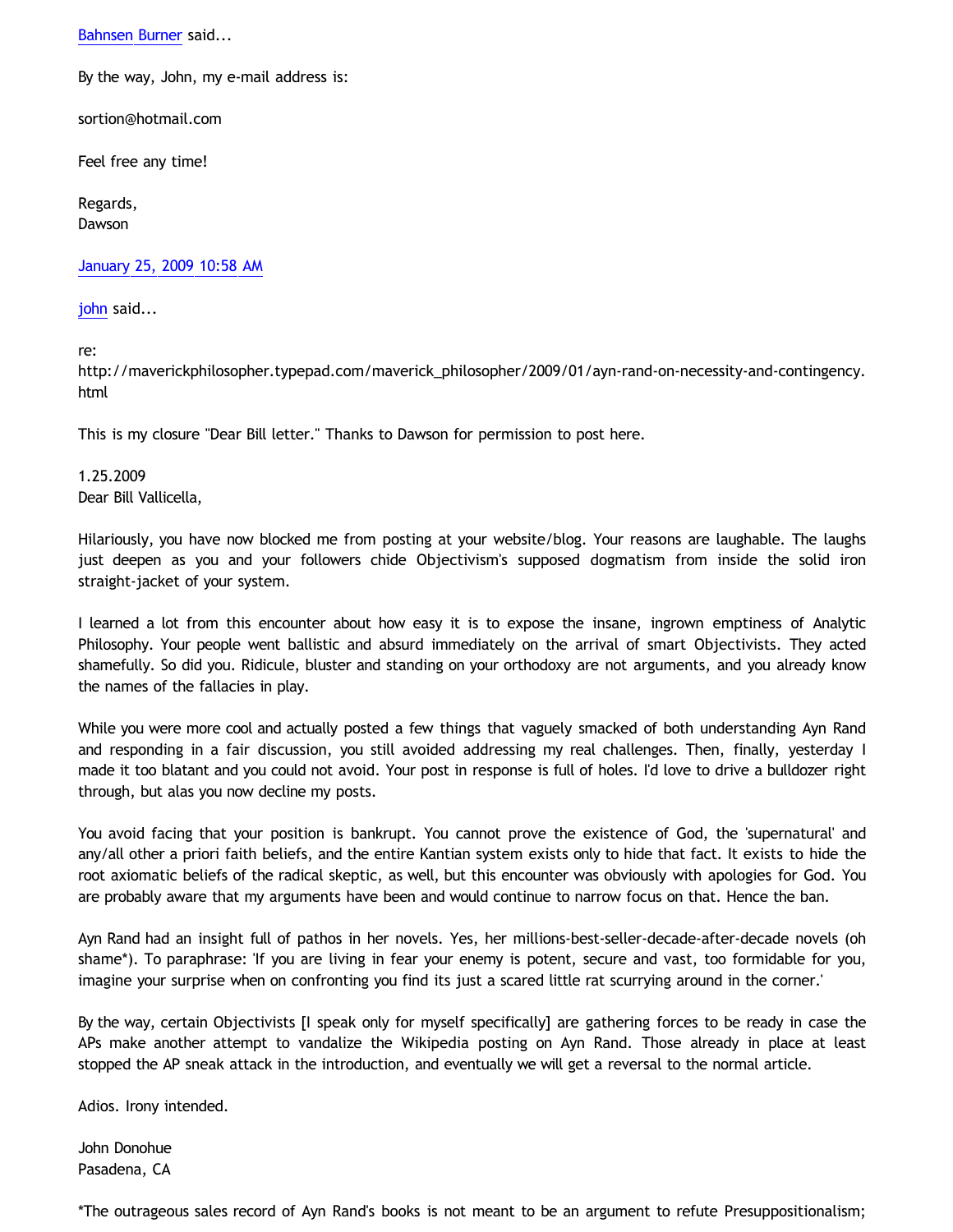Bahnsen Burner said...

By the way, John, my e-mail address is:

sortion@hotmail.com

Feel free any time!

Regards,
Dawson

January 25, 2009 10:58 AM

john said...

re:
http://maverickphilosopher.typepad.com/maverick_philosopher/2009/01/ayn-rand-on-necessity-and-contingency.html

This is my closure "Dear Bill letter." Thanks to Dawson for permission to post here.

1.25.2009
Dear Bill Vallicella,

Hilariously, you have now blocked me from posting at your website/blog. Your reasons are laughable. The laughs just deepen as you and your followers chide Objectivism's supposed dogmatism from inside the solid iron straight-jacket of your system.

I learned a lot from this encounter about how easy it is to expose the insane, ingrown emptiness of Analytic Philosophy. Your people went ballistic and absurd immediately on the arrival of smart Objectivists. They acted shamefully. So did you. Ridicule, bluster and standing on your orthodoxy are not arguments, and you already know the names of the fallacies in play.

While you were more cool and actually posted a few things that vaguely smacked of both understanding Ayn Rand and responding in a fair discussion, you still avoided addressing my real challenges. Then, finally, yesterday I made it too blatant and you could not avoid. Your post in response is full of holes. I'd love to drive a bulldozer right through, but alas you now decline my posts.

You avoid facing that your position is bankrupt. You cannot prove the existence of God, the 'supernatural' and any/all other a priori faith beliefs, and the entire Kantian system exists only to hide that fact. It exists to hide the root axiomatic beliefs of the radical skeptic, as well, but this encounter was obviously with apologies for God. You are probably aware that my arguments have been and would continue to narrow focus on that. Hence the ban.

Ayn Rand had an insight full of pathos in her novels. Yes, her millions-best-seller-decade-after-decade novels (oh shame*). To paraphrase: 'If you are living in fear your enemy is potent, secure and vast, too formidable for you, imagine your surprise when on confronting you find its just a scared little rat scurrying around in the corner.'

By the way, certain Objectivists [I speak only for myself specifically] are gathering forces to be ready in case the APs make another attempt to vandalize the Wikipedia posting on Ayn Rand. Those already in place at least stopped the AP sneak attack in the introduction, and eventually we will get a reversal to the normal article.

Adios. Irony intended.

John Donohue
Pasadena, CA

*The outrageous sales record of Ayn Rand's books is not meant to be an argument to refute Presuppositionalism;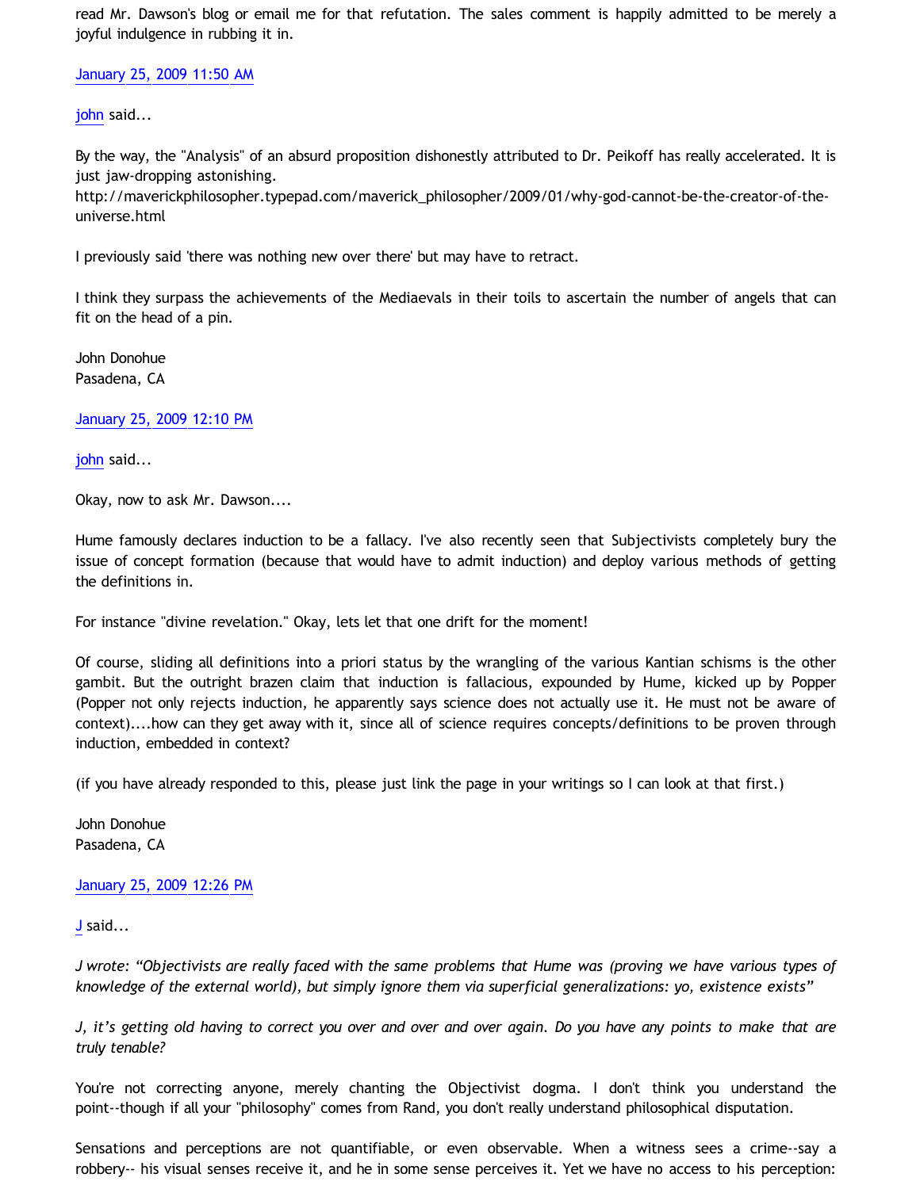read Mr. Dawson's blog or email me for that refutation. The sales comment is happily admitted to be merely a joyful indulgence in rubbing it in.

January 25, 2009 11:50 AM

john said...

By the way, the "Analysis" of an absurd proposition dishonestly attributed to Dr. Peikoff has really accelerated. It is just jaw-dropping astonishing.
http://maverickphilosopher.typepad.com/maverick_philosopher/2009/01/why-god-cannot-be-the-creator-of-the-universe.html

I previously said 'there was nothing new over there' but may have to retract.

I think they surpass the achievements of the Mediaevals in their toils to ascertain the number of angels that can fit on the head of a pin.

John Donohue
Pasadena, CA

January 25, 2009 12:10 PM

john said...

Okay, now to ask Mr. Dawson....

Hume famously declares induction to be a fallacy. I've also recently seen that Subjectivists completely bury the issue of concept formation (because that would have to admit induction) and deploy various methods of getting the definitions in.

For instance "divine revelation." Okay, lets let that one drift for the moment!

Of course, sliding all definitions into a priori status by the wrangling of the various Kantian schisms is the other gambit. But the outright brazen claim that induction is fallacious, expounded by Hume, kicked up by Popper (Popper not only rejects induction, he apparently says science does not actually use it. He must not be aware of context)....how can they get away with it, since all of science requires concepts/definitions to be proven through induction, embedded in context?

(if you have already responded to this, please just link the page in your writings so I can look at that first.)

John Donohue
Pasadena, CA

January 25, 2009 12:26 PM

J said...

*J wrote: "Objectivists are really faced with the same problems that Hume was (proving we have various types of knowledge of the external world), but simply ignore them via superficial generalizations: yo, existence exists"*

*J, it's getting old having to correct you over and over and over again. Do you have any points to make that are truly tenable?*

You're not correcting anyone, merely chanting the Objectivist dogma. I don't think you understand the point--though if all your "philosophy" comes from Rand, you don't really understand philosophical disputation.

Sensations and perceptions are not quantifiable, or even observable. When a witness sees a crime--say a robbery-- his visual senses receive it, and he in some sense perceives it. Yet we have no access to his perception: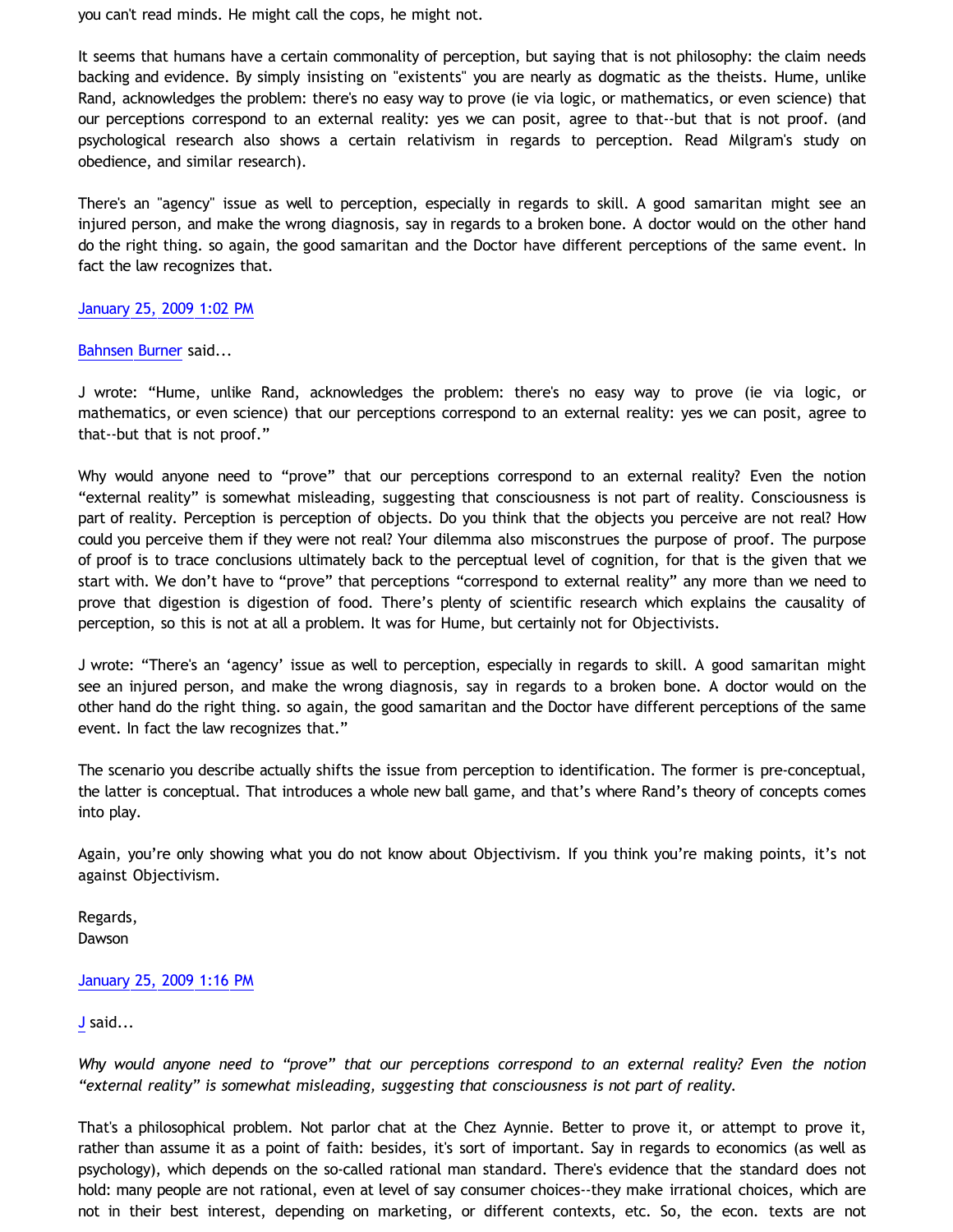you can't read minds. He might call the cops, he might not.

It seems that humans have a certain commonality of perception, but saying that is not philosophy: the claim needs backing and evidence. By simply insisting on "existents" you are nearly as dogmatic as the theists. Hume, unlike Rand, acknowledges the problem: there's no easy way to prove (ie via logic, or mathematics, or even science) that our perceptions correspond to an external reality: yes we can posit, agree to that--but that is not proof. (and psychological research also shows a certain relativism in regards to perception. Read Milgram's study on obedience, and similar research).

There's an "agency" issue as well to perception, especially in regards to skill. A good samaritan might see an injured person, and make the wrong diagnosis, say in regards to a broken bone. A doctor would on the other hand do the right thing. so again, the good samaritan and the Doctor have different perceptions of the same event. In fact the law recognizes that.

January 25, 2009 1:02 PM

Bahnsen Burner said...

J wrote: "Hume, unlike Rand, acknowledges the problem: there's no easy way to prove (ie via logic, or mathematics, or even science) that our perceptions correspond to an external reality: yes we can posit, agree to that--but that is not proof."

Why would anyone need to "prove" that our perceptions correspond to an external reality? Even the notion "external reality" is somewhat misleading, suggesting that consciousness is not part of reality. Consciousness is part of reality. Perception is perception of objects. Do you think that the objects you perceive are not real? How could you perceive them if they were not real? Your dilemma also misconstrues the purpose of proof. The purpose of proof is to trace conclusions ultimately back to the perceptual level of cognition, for that is the given that we start with. We don't have to "prove" that perceptions "correspond to external reality" any more than we need to prove that digestion is digestion of food. There's plenty of scientific research which explains the causality of perception, so this is not at all a problem. It was for Hume, but certainly not for Objectivists.

J wrote: "There's an 'agency' issue as well to perception, especially in regards to skill. A good samaritan might see an injured person, and make the wrong diagnosis, say in regards to a broken bone. A doctor would on the other hand do the right thing. so again, the good samaritan and the Doctor have different perceptions of the same event. In fact the law recognizes that."

The scenario you describe actually shifts the issue from perception to identification. The former is pre-conceptual, the latter is conceptual. That introduces a whole new ball game, and that's where Rand's theory of concepts comes into play.

Again, you're only showing what you do not know about Objectivism. If you think you're making points, it's not against Objectivism.

Regards,
Dawson

January 25, 2009 1:16 PM

J said...

*Why would anyone need to "prove" that our perceptions correspond to an external reality? Even the notion "external reality" is somewhat misleading, suggesting that consciousness is not part of reality.*

That's a philosophical problem. Not parlor chat at the Chez Aynnie. Better to prove it, or attempt to prove it, rather than assume it as a point of faith: besides, it's sort of important. Say in regards to economics (as well as psychology), which depends on the so-called rational man standard. There's evidence that the standard does not hold: many people are not rational, even at level of say consumer choices--they make irrational choices, which are not in their best interest, depending on marketing, or different contexts, etc. So, the econ. texts are not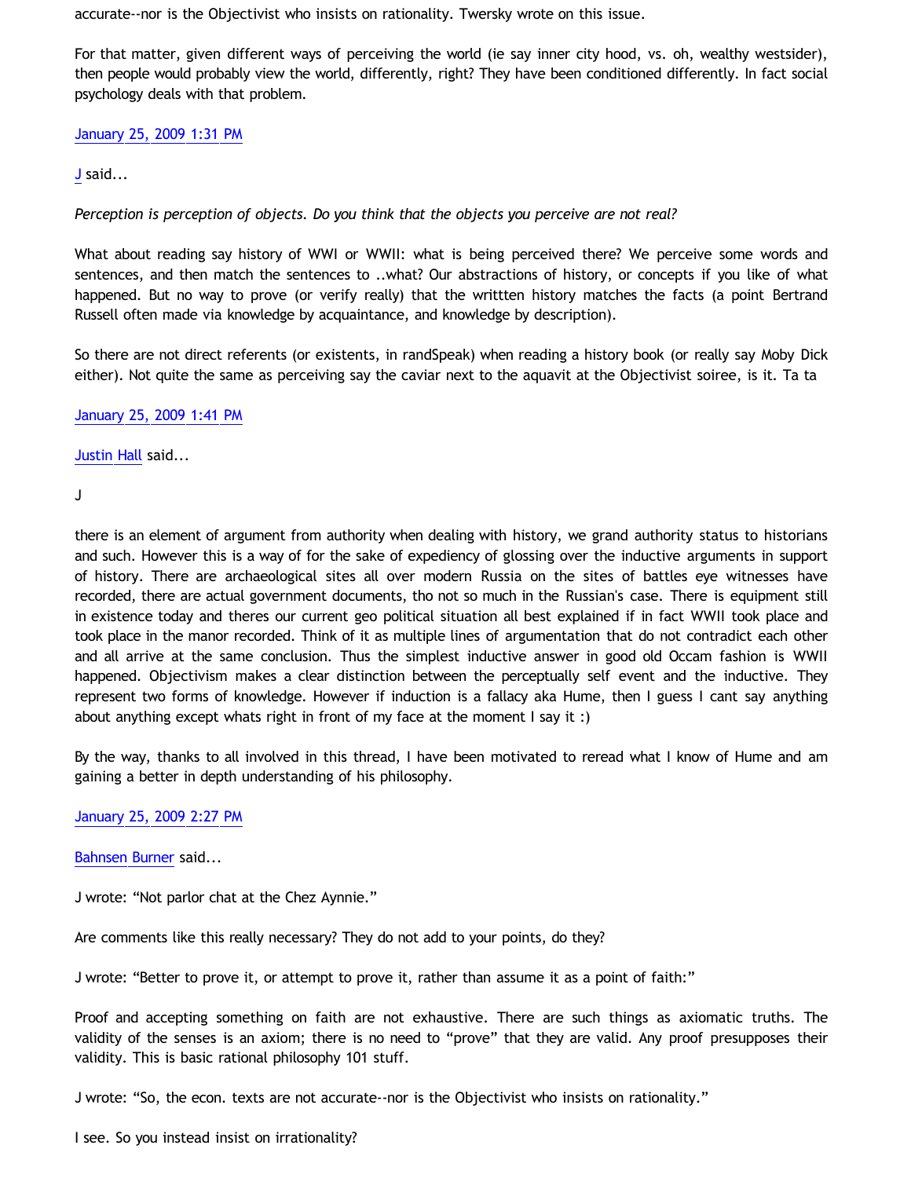accurate--nor is the Objectivist who insists on rationality. Twersky wrote on this issue.

For that matter, given different ways of perceiving the world (ie say inner city hood, vs. oh, wealthy westsider), then people would probably view the world, differently, right? They have been conditioned differently. In fact social psychology deals with that problem.

January 25, 2009 1:31 PM

J said...

*Perception is perception of objects. Do you think that the objects you perceive are not real?*

What about reading say history of WWI or WWII: what is being perceived there? We perceive some words and sentences, and then match the sentences to ..what? Our abstractions of history, or concepts if you like of what happened. But no way to prove (or verify really) that the writtten history matches the facts (a point Bertrand Russell often made via knowledge by acquaintance, and knowledge by description).

So there are not direct referents (or existents, in randSpeak) when reading a history book (or really say Moby Dick either). Not quite the same as perceiving say the caviar next to the aquavit at the Objectivist soiree, is it. Ta ta

January 25, 2009 1:41 PM

Justin Hall said...

J

there is an element of argument from authority when dealing with history, we grand authority status to historians and such. However this is a way of for the sake of expediency of glossing over the inductive arguments in support of history. There are archaeological sites all over modern Russia on the sites of battles eye witnesses have recorded, there are actual government documents, tho not so much in the Russian's case. There is equipment still in existence today and theres our current geo political situation all best explained if in fact WWII took place and took place in the manor recorded. Think of it as multiple lines of argumentation that do not contradict each other and all arrive at the same conclusion. Thus the simplest inductive answer in good old Occam fashion is WWII happened. Objectivism makes a clear distinction between the perceptually self event and the inductive. They represent two forms of knowledge. However if induction is a fallacy aka Hume, then I guess I cant say anything about anything except whats right in front of my face at the moment I say it :)

By the way, thanks to all involved in this thread, I have been motivated to reread what I know of Hume and am gaining a better in depth understanding of his philosophy.

January 25, 2009 2:27 PM

Bahnsen Burner said...

J wrote: “Not parlor chat at the Chez Aynnie.”

Are comments like this really necessary? They do not add to your points, do they?

J wrote: “Better to prove it, or attempt to prove it, rather than assume it as a point of faith:”

Proof and accepting something on faith are not exhaustive. There are such things as axiomatic truths. The validity of the senses is an axiom; there is no need to “prove” that they are valid. Any proof presupposes their validity. This is basic rational philosophy 101 stuff.

J wrote: “So, the econ. texts are not accurate--nor is the Objectivist who insists on rationality.”

I see. So you instead insist on irrationality?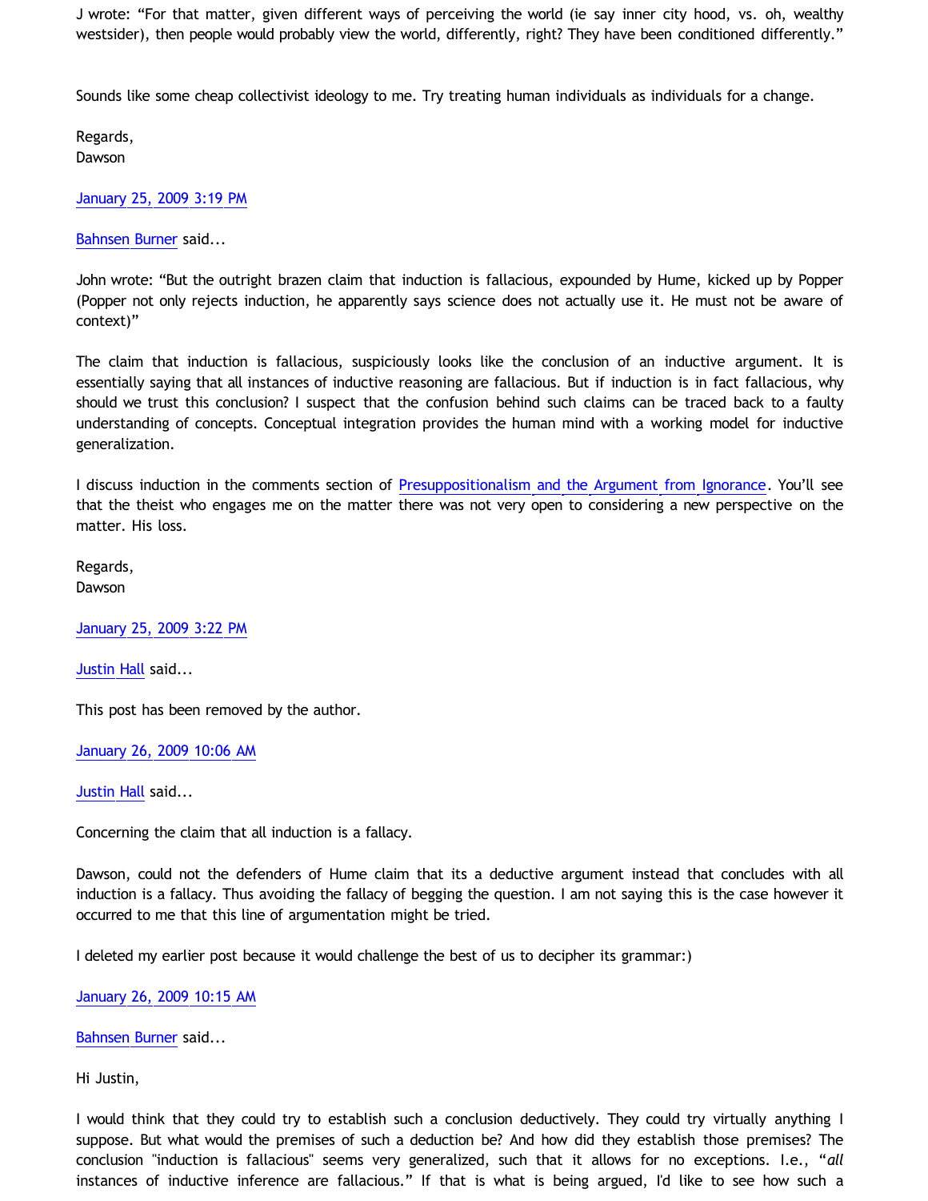J wrote: “For that matter, given different ways of perceiving the world (ie say inner city hood, vs. oh, wealthy westsider), then people would probably view the world, differently, right? They have been conditioned differently.”

Sounds like some cheap collectivist ideology to me. Try treating human individuals as individuals for a change.

Regards,
Dawson

January 25, 2009 3:19 PM

Bahnsen Burner said...

John wrote: “But the outright brazen claim that induction is fallacious, expounded by Hume, kicked up by Popper (Popper not only rejects induction, he apparently says science does not actually use it. He must not be aware of context)”

The claim that induction is fallacious, suspiciously looks like the conclusion of an inductive argument. It is essentially saying that all instances of inductive reasoning are fallacious. But if induction is in fact fallacious, why should we trust this conclusion? I suspect that the confusion behind such claims can be traced back to a faulty understanding of concepts. Conceptual integration provides the human mind with a working model for inductive generalization.

I discuss induction in the comments section of Presuppositionalism and the Argument from Ignorance. You’ll see that the theist who engages me on the matter there was not very open to considering a new perspective on the matter. His loss.

Regards,
Dawson

January 25, 2009 3:22 PM

Justin Hall said...

This post has been removed by the author.

January 26, 2009 10:06 AM

Justin Hall said...

Concerning the claim that all induction is a fallacy.

Dawson, could not the defenders of Hume claim that its a deductive argument instead that concludes with all induction is a fallacy. Thus avoiding the fallacy of begging the question. I am not saying this is the case however it occurred to me that this line of argumentation might be tried.

I deleted my earlier post because it would challenge the best of us to decipher its grammar:)

January 26, 2009 10:15 AM

Bahnsen Burner said...

Hi Justin,

I would think that they could try to establish such a conclusion deductively. They could try virtually anything I suppose. But what would the premises of such a deduction be? And how did they establish those premises? The conclusion "induction is fallacious" seems very generalized, such that it allows for no exceptions. I.e., “*all* instances of inductive inference are fallacious.” If that is what is being argued, I'd like to see how such a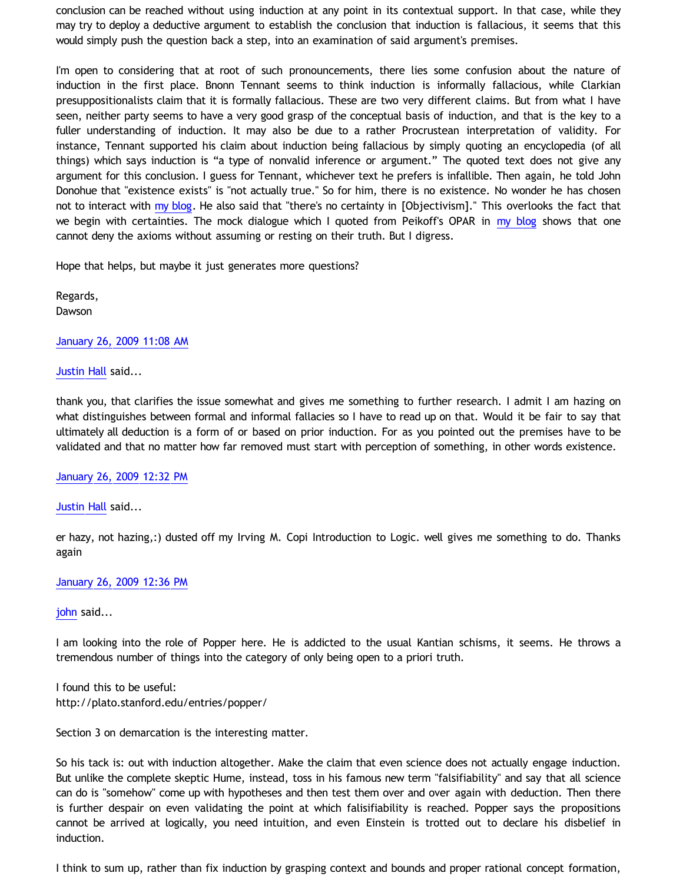conclusion can be reached without using induction at any point in its contextual support. In that case, while they may try to deploy a deductive argument to establish the conclusion that induction is fallacious, it seems that this would simply push the question back a step, into an examination of said argument's premises.

I'm open to considering that at root of such pronouncements, there lies some confusion about the nature of induction in the first place. Bnonn Tennant seems to think induction is informally fallacious, while Clarkian presuppositionalists claim that it is formally fallacious. These are two very different claims. But from what I have seen, neither party seems to have a very good grasp of the conceptual basis of induction, and that is the key to a fuller understanding of induction. It may also be due to a rather Procrustean interpretation of validity. For instance, Tennant supported his claim about induction being fallacious by simply quoting an encyclopedia (of all things) which says induction is "a type of nonvalid inference or argument." The quoted text does not give any argument for this conclusion. I guess for Tennant, whichever text he prefers is infallible. Then again, he told John Donohue that "existence exists" is "not actually true." So for him, there is no existence. No wonder he has chosen not to interact with my blog. He also said that "there's no certainty in [Objectivism]." This overlooks the fact that we begin with certainties. The mock dialogue which I quoted from Peikoff's OPAR in my blog shows that one cannot deny the axioms without assuming or resting on their truth. But I digress.

Hope that helps, but maybe it just generates more questions?

Regards,
Dawson

January 26, 2009 11:08 AM

Justin Hall said...

thank you, that clarifies the issue somewhat and gives me something to further research. I admit I am hazing on what distinguishes between formal and informal fallacies so I have to read up on that. Would it be fair to say that ultimately all deduction is a form of or based on prior induction. For as you pointed out the premises have to be validated and that no matter how far removed must start with perception of something, in other words existence.

January 26, 2009 12:32 PM

Justin Hall said...

er hazy, not hazing,:) dusted off my Irving M. Copi Introduction to Logic. well gives me something to do. Thanks again

January 26, 2009 12:36 PM

john said...

I am looking into the role of Popper here. He is addicted to the usual Kantian schisms, it seems. He throws a tremendous number of things into the category of only being open to a priori truth.

I found this to be useful:
http://plato.stanford.edu/entries/popper/

Section 3 on demarcation is the interesting matter.

So his tack is: out with induction altogether. Make the claim that even science does not actually engage induction. But unlike the complete skeptic Hume, instead, toss in his famous new term "falsifiability" and say that all science can do is "somehow" come up with hypotheses and then test them over and over again with deduction. Then there is further despair on even validating the point at which falisifiability is reached. Popper says the propositions cannot be arrived at logically, you need intuition, and even Einstein is trotted out to declare his disbelief in induction.

I think to sum up, rather than fix induction by grasping context and bounds and proper rational concept formation,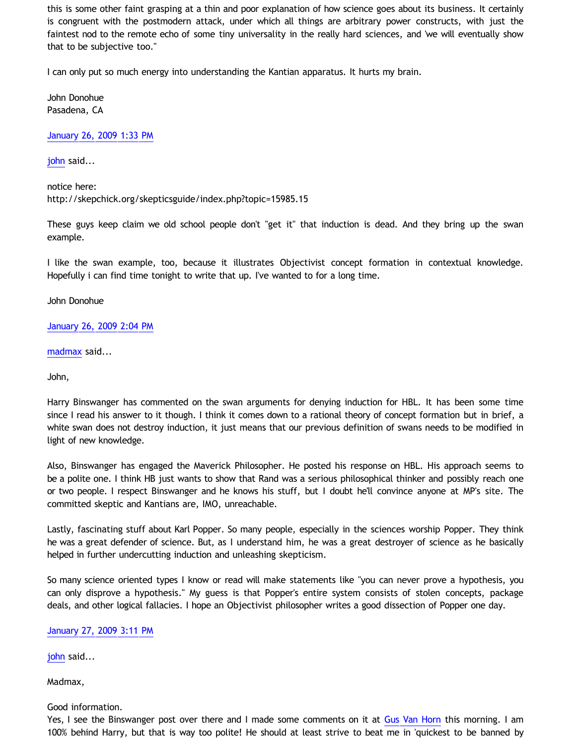this is some other faint grasping at a thin and poor explanation of how science goes about its business. It certainly is congruent with the postmodern attack, under which all things are arbitrary power constructs, with just the faintest nod to the remote echo of some tiny universality in the really hard sciences, and 'we will eventually show that to be subjective too."

I can only put so much energy into understanding the Kantian apparatus. It hurts my brain.

John Donohue
Pasadena, CA

January 26, 2009 1:33 PM

john said...

notice here:
http://skepchick.org/skepticsguide/index.php?topic=15985.15

These guys keep claim we old school people don't "get it" that induction is dead. And they bring up the swan example.

I like the swan example, too, because it illustrates Objectivist concept formation in contextual knowledge. Hopefully i can find time tonight to write that up. I've wanted to for a long time.

John Donohue

January 26, 2009 2:04 PM

madmax said...

John,

Harry Binswanger has commented on the swan arguments for denying induction for HBL. It has been some time since I read his answer to it though. I think it comes down to a rational theory of concept formation but in brief, a white swan does not destroy induction, it just means that our previous definition of swans needs to be modified in light of new knowledge.

Also, Binswanger has engaged the Maverick Philosopher. He posted his response on HBL. His approach seems to be a polite one. I think HB just wants to show that Rand was a serious philosophical thinker and possibly reach one or two people. I respect Binswanger and he knows his stuff, but I doubt he'll convince anyone at MP's site. The committed skeptic and Kantians are, IMO, unreachable.

Lastly, fascinating stuff about Karl Popper. So many people, especially in the sciences worship Popper. They think he was a great defender of science. But, as I understand him, he was a great destroyer of science as he basically helped in further undercutting induction and unleashing skepticism.

So many science oriented types I know or read will make statements like "you can never prove a hypothesis, you can only disprove a hypothesis." My guess is that Popper's entire system consists of stolen concepts, package deals, and other logical fallacies. I hope an Objectivist philosopher writes a good dissection of Popper one day.

January 27, 2009 3:11 PM

john said...

Madmax,

Good information.
Yes, I see the Binswanger post over there and I made some comments on it at Gus Van Horn this morning. I am 100% behind Harry, but that is way too polite! He should at least strive to beat me in 'quickest to be banned by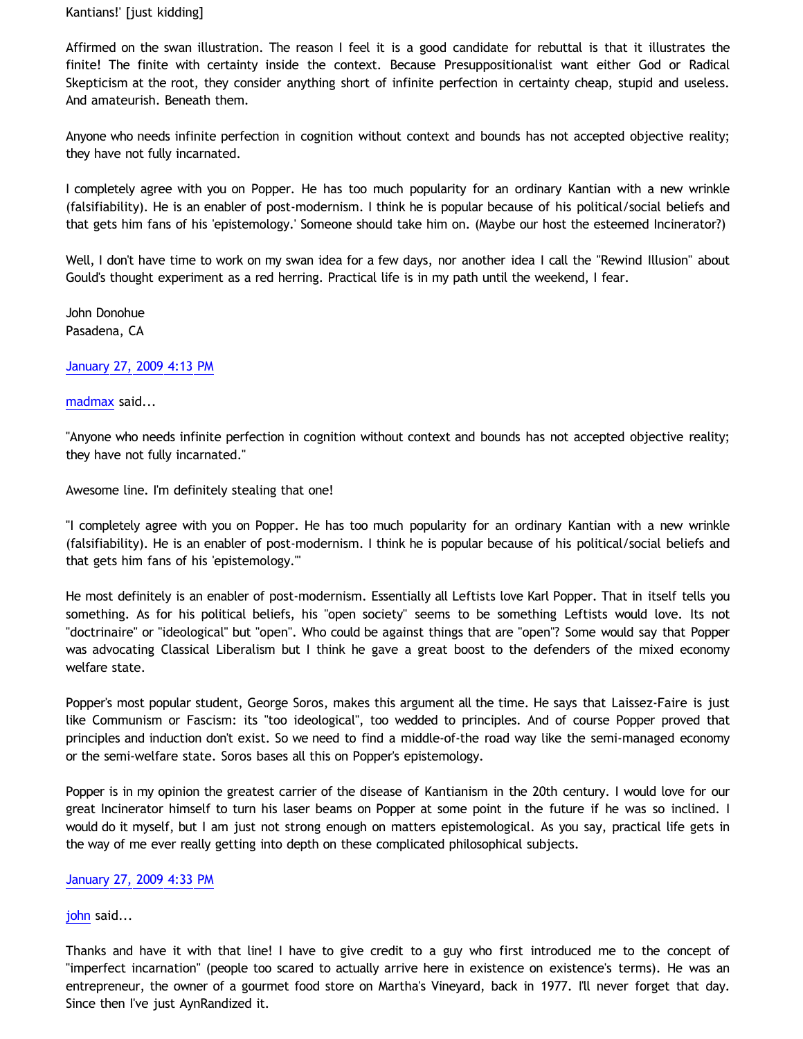Kantians!' [just kidding]

Affirmed on the swan illustration. The reason I feel it is a good candidate for rebuttal is that it illustrates the finite! The finite with certainty inside the context. Because Presuppositionalist want either God or Radical Skepticism at the root, they consider anything short of infinite perfection in certainty cheap, stupid and useless. And amateurish. Beneath them.

Anyone who needs infinite perfection in cognition without context and bounds has not accepted objective reality; they have not fully incarnated.

I completely agree with you on Popper. He has too much popularity for an ordinary Kantian with a new wrinkle (falsifiability). He is an enabler of post-modernism. I think he is popular because of his political/social beliefs and that gets him fans of his 'epistemology.' Someone should take him on. (Maybe our host the esteemed Incinerator?)

Well, I don't have time to work on my swan idea for a few days, nor another idea I call the "Rewind Illusion" about Gould's thought experiment as a red herring. Practical life is in my path until the weekend, I fear.

John Donohue
Pasadena, CA

January 27, 2009 4:13 PM

madmax said...

"Anyone who needs infinite perfection in cognition without context and bounds has not accepted objective reality; they have not fully incarnated."

Awesome line. I'm definitely stealing that one!

"I completely agree with you on Popper. He has too much popularity for an ordinary Kantian with a new wrinkle (falsifiability). He is an enabler of post-modernism. I think he is popular because of his political/social beliefs and that gets him fans of his 'epistemology.'"

He most definitely is an enabler of post-modernism. Essentially all Leftists love Karl Popper. That in itself tells you something. As for his political beliefs, his "open society" seems to be something Leftists would love. Its not "doctrinaire" or "ideological" but "open". Who could be against things that are "open"? Some would say that Popper was advocating Classical Liberalism but I think he gave a great boost to the defenders of the mixed economy welfare state.

Popper's most popular student, George Soros, makes this argument all the time. He says that Laissez-Faire is just like Communism or Fascism: its "too ideological", too wedded to principles. And of course Popper proved that principles and induction don't exist. So we need to find a middle-of-the road way like the semi-managed economy or the semi-welfare state. Soros bases all this on Popper's epistemology.

Popper is in my opinion the greatest carrier of the disease of Kantianism in the 20th century. I would love for our great Incinerator himself to turn his laser beams on Popper at some point in the future if he was so inclined. I would do it myself, but I am just not strong enough on matters epistemological. As you say, practical life gets in the way of me ever really getting into depth on these complicated philosophical subjects.

January 27, 2009 4:33 PM

john said...

Thanks and have it with that line! I have to give credit to a guy who first introduced me to the concept of "imperfect incarnation" (people too scared to actually arrive here in existence on existence's terms). He was an entrepreneur, the owner of a gourmet food store on Martha's Vineyard, back in 1977. I'll never forget that day. Since then I've just AynRandized it.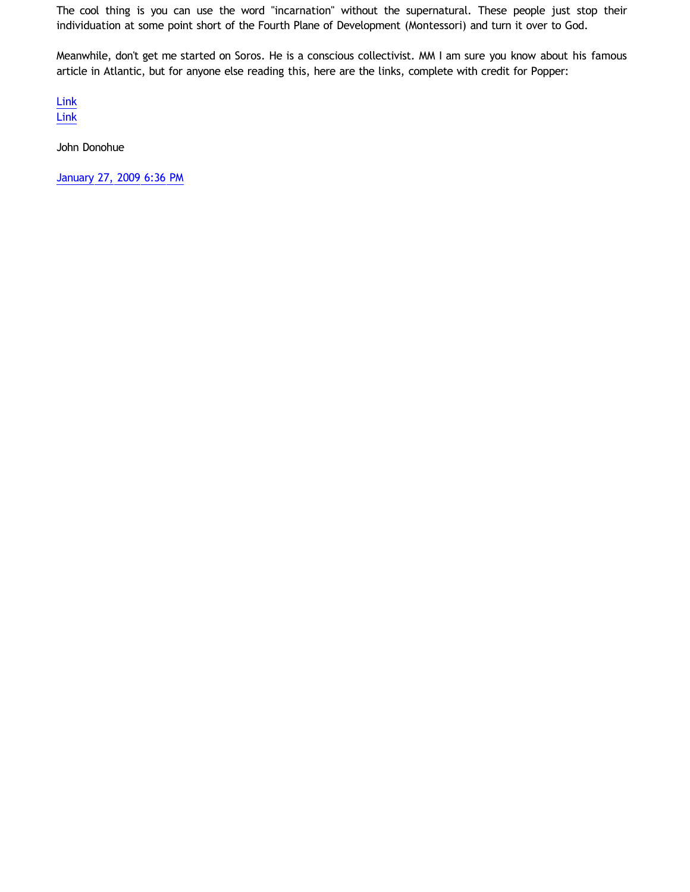The cool thing is you can use the word "incarnation" without the supernatural. These people just stop their individuation at some point short of the Fourth Plane of Development (Montessori) and turn it over to God.

Meanwhile, don't get me started on Soros. He is a conscious collectivist. MM I am sure you know about his famous article in Atlantic, but for anyone else reading this, here are the links, complete with credit for Popper:

Link
Link

John Donohue

January 27, 2009 6:36 PM